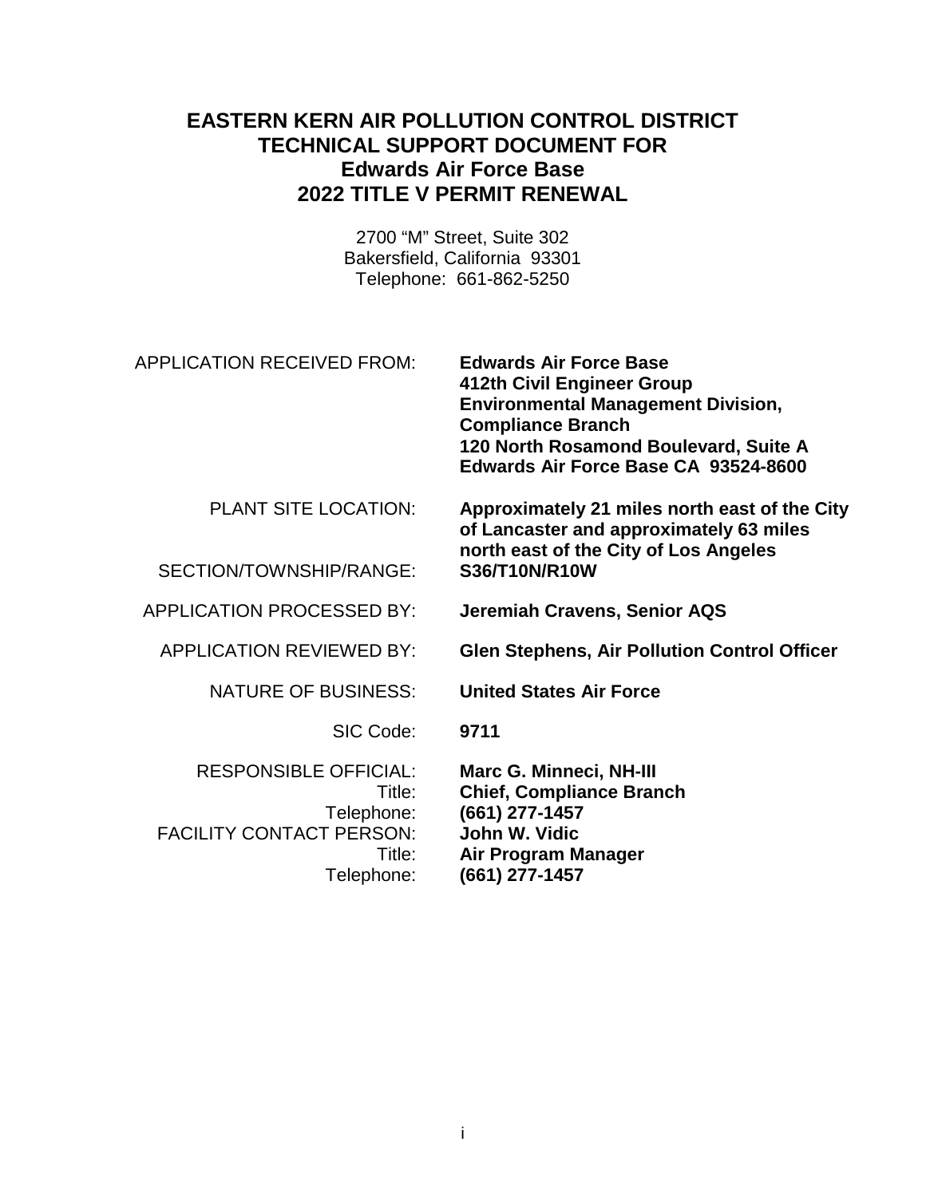# EASTERN KERN AIR POLLUTION CONTROL DISTRICT
# TECHNICAL SUPPORT DOCUMENT FOR
# Edwards Air Force Base
# 2022 TITLE V PERMIT RENEWAL

2700 “M” Street, Suite 302
Bakersfield, California 93301
Telephone: 661-862-5250

| | |
|---|---|
| APPLICATION RECEIVED FROM: | **Edwards Air Force Base**<br>**412th Civil Engineer Group**<br>**Environmental Management Division, Compliance Branch**<br>**120 North Rosamond Boulevard, Suite A**<br>**Edwards Air Force Base CA 93524-8600** |
| PLANT SITE LOCATION: | **Approximately 21 miles north east of the City of Lancaster and approximately 63 miles north east of the City of Los Angeles** |
| SECTION/TOWNSHIP/RANGE: | **S36/T10N/R10W** |
| APPLICATION PROCESSED BY: | **Jeremiah Cravens, Senior AQS** |
| APPLICATION REVIEWED BY: | **Glen Stephens, Air Pollution Control Officer** |
| NATURE OF BUSINESS: | **United States Air Force** |
| SIC Code: | **9711** |
| RESPONSIBLE OFFICIAL: | **Marc G. Minneci, NH-III** |
| Title: | **Chief, Compliance Branch** |
| Telephone: | **(661) 277-1457** |
| FACILITY CONTACT PERSON: | **John W. Vidic** |
| Title: | **Air Program Manager** |
| Telephone: | **(661) 277-1457** |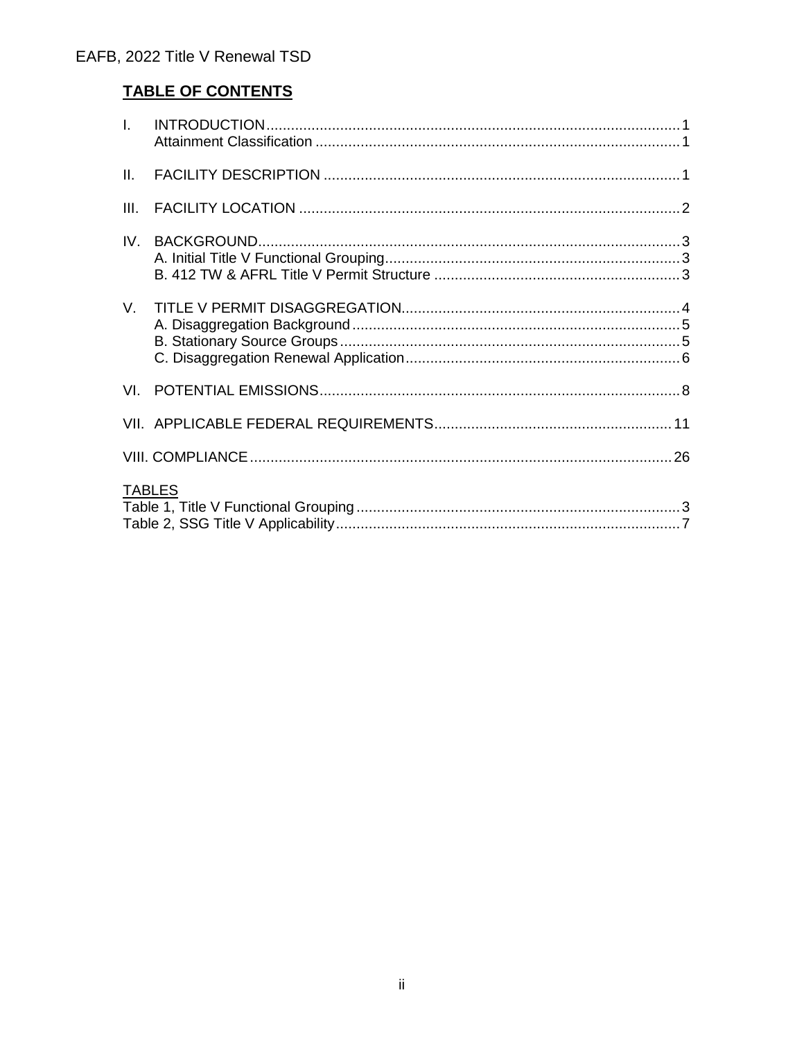## TABLE OF CONTENTS

I. INTRODUCTION .......... 1
   Attainment Classification .......... 1

II. FACILITY DESCRIPTION .......... 1

III. FACILITY LOCATION .......... 2

IV. BACKGROUND .......... 3
   A. Initial Title V Functional Grouping .......... 3
   B. 412 TW & AFRL Title V Permit Structure .......... 3

V. TITLE V PERMIT DISAGGREGATION .......... 4
   A. Disaggregation Background .......... 5
   B. Stationary Source Groups .......... 5
   C. Disaggregation Renewal Application .......... 6

VI. POTENTIAL EMISSIONS .......... 8

VII. APPLICABLE FEDERAL REQUIREMENTS .......... 11

VIII. COMPLIANCE .......... 26

TABLES

Table 1, Title V Functional Grouping .......... 3

Table 2, SSG Title V Applicability .......... 7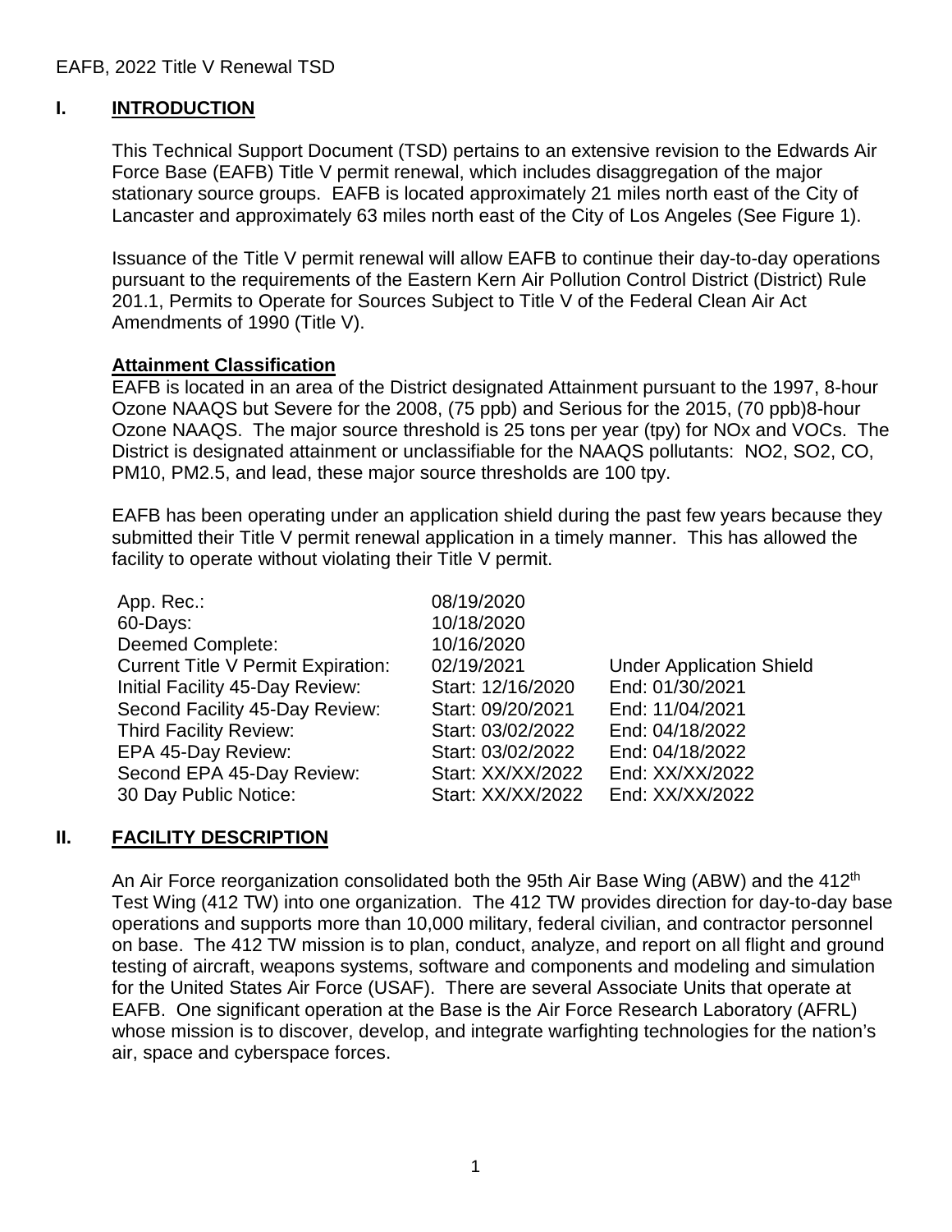## I. INTRODUCTION

This Technical Support Document (TSD) pertains to an extensive revision to the Edwards Air Force Base (EAFB) Title V permit renewal, which includes disaggregation of the major stationary source groups. EAFB is located approximately 21 miles north east of the City of Lancaster and approximately 63 miles north east of the City of Los Angeles (See Figure 1).

Issuance of the Title V permit renewal will allow EAFB to continue their day-to-day operations pursuant to the requirements of the Eastern Kern Air Pollution Control District (District) Rule 201.1, Permits to Operate for Sources Subject to Title V of the Federal Clean Air Act Amendments of 1990 (Title V).

### Attainment Classification

EAFB is located in an area of the District designated Attainment pursuant to the 1997, 8-hour Ozone NAAQS but Severe for the 2008, (75 ppb) and Serious for the 2015, (70 ppb)8-hour Ozone NAAQS. The major source threshold is 25 tons per year (tpy) for NOx and VOCs. The District is designated attainment or unclassifiable for the NAAQS pollutants: NO2, SO2, CO, PM10, PM2.5, and lead, these major source thresholds are 100 tpy.

EAFB has been operating under an application shield during the past few years because they submitted their Title V permit renewal application in a timely manner. This has allowed the facility to operate without violating their Title V permit.

| | | |
|---|---|---|
| App. Rec.: | 08/19/2020 | |
| 60-Days: | 10/18/2020 | |
| Deemed Complete: | 10/16/2020 | |
| Current Title V Permit Expiration: | 02/19/2021 | Under Application Shield |
| Initial Facility 45-Day Review: | Start: 12/16/2020 | End: 01/30/2021 |
| Second Facility 45-Day Review: | Start: 09/20/2021 | End: 11/04/2021 |
| Third Facility Review: | Start: 03/02/2022 | End: 04/18/2022 |
| EPA 45-Day Review: | Start: 03/02/2022 | End: 04/18/2022 |
| Second EPA 45-Day Review: | Start: XX/XX/2022 | End: XX/XX/2022 |
| 30 Day Public Notice: | Start: XX/XX/2022 | End: XX/XX/2022 |

## II. FACILITY DESCRIPTION

An Air Force reorganization consolidated both the 95th Air Base Wing (ABW) and the 412th Test Wing (412 TW) into one organization. The 412 TW provides direction for day-to-day base operations and supports more than 10,000 military, federal civilian, and contractor personnel on base. The 412 TW mission is to plan, conduct, analyze, and report on all flight and ground testing of aircraft, weapons systems, software and components and modeling and simulation for the United States Air Force (USAF). There are several Associate Units that operate at EAFB. One significant operation at the Base is the Air Force Research Laboratory (AFRL) whose mission is to discover, develop, and integrate warfighting technologies for the nation's air, space and cyberspace forces.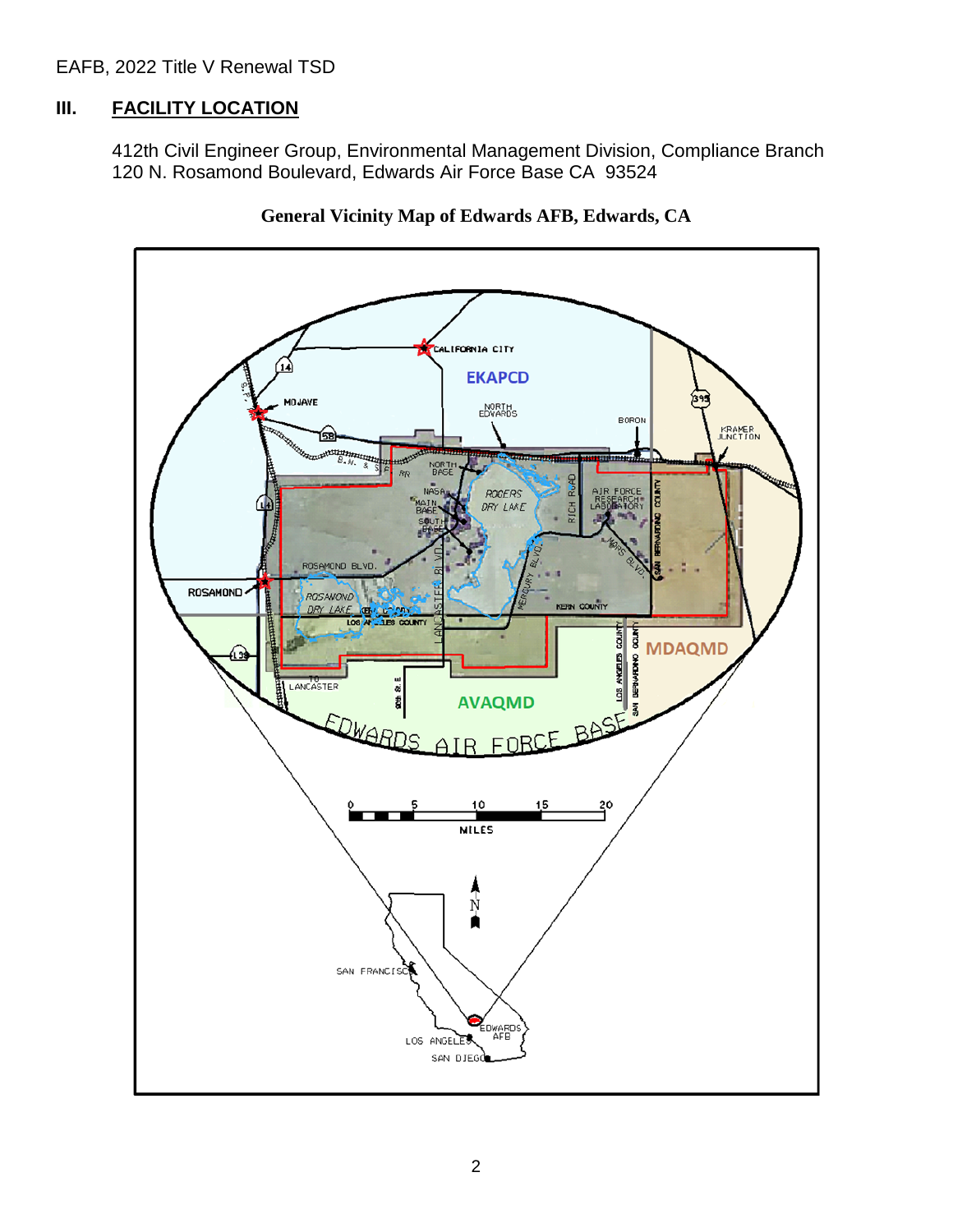## III. FACILITY LOCATION

412th Civil Engineer Group, Environmental Management Division, Compliance Branch
120 N. Rosamond Boulevard, Edwards Air Force Base CA 93524

**General Vicinity Map of Edwards AFB, Edwards, CA**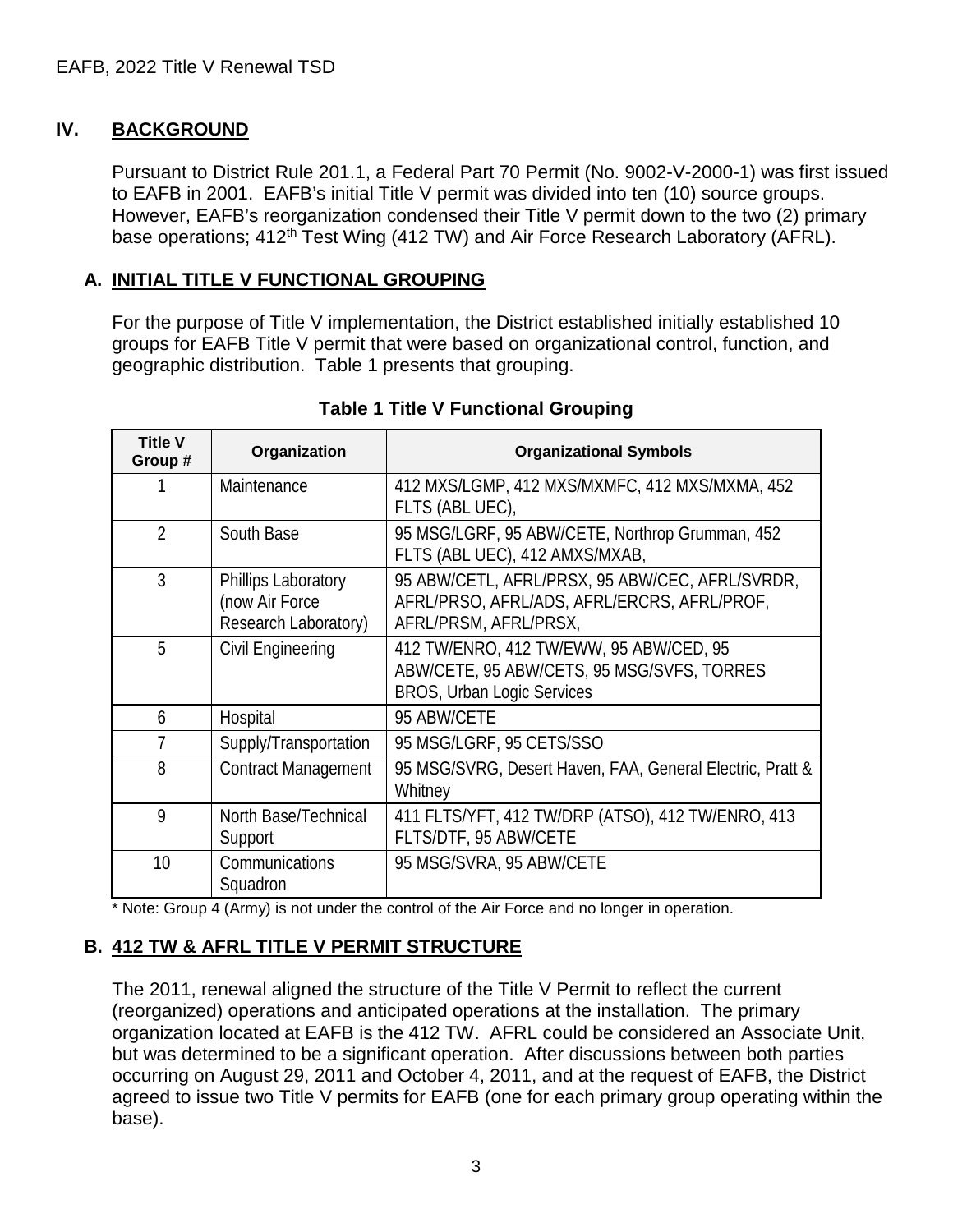## IV. BACKGROUND

Pursuant to District Rule 201.1, a Federal Part 70 Permit (No. 9002-V-2000-1) was first issued to EAFB in 2001. EAFB's initial Title V permit was divided into ten (10) source groups. However, EAFB's reorganization condensed their Title V permit down to the two (2) primary base operations; 412[th] Test Wing (412 TW) and Air Force Research Laboratory (AFRL).

### A. INITIAL TITLE V FUNCTIONAL GROUPING

For the purpose of Title V implementation, the District established initially established 10 groups for EAFB Title V permit that were based on organizational control, function, and geographic distribution. Table 1 presents that grouping.

**Table 1 Title V Functional Grouping**

| Title V Group # | Organization | Organizational Symbols |
|---|---|---|
| 1 | Maintenance | 412 MXS/LGMP, 412 MXS/MXMFC, 412 MXS/MXMA, 452 FLTS (ABL UEC), |
| 2 | South Base | 95 MSG/LGRF, 95 ABW/CETE, Northrop Grumman, 452 FLTS (ABL UEC), 412 AMXS/MXAB, |
| 3 | Phillips Laboratory (now Air Force Research Laboratory) | 95 ABW/CETL, AFRL/PRSX, 95 ABW/CEC, AFRL/SVRDR, AFRL/PRSO, AFRL/ADS, AFRL/ERCRS, AFRL/PROF, AFRL/PRSM, AFRL/PRSX, |
| 5 | Civil Engineering | 412 TW/ENRO, 412 TW/EWW, 95 ABW/CED, 95 ABW/CETE, 95 ABW/CETS, 95 MSG/SVFS, TORRES BROS, Urban Logic Services |
| 6 | Hospital | 95 ABW/CETE |
| 7 | Supply/Transportation | 95 MSG/LGRF, 95 CETS/SSO |
| 8 | Contract Management | 95 MSG/SVRG, Desert Haven, FAA, General Electric, Pratt & Whitney |
| 9 | North Base/Technical Support | 411 FLTS/YFT, 412 TW/DRP (ATSO), 412 TW/ENRO, 413 FLTS/DTF, 95 ABW/CETE |
| 10 | Communications Squadron | 95 MSG/SVRA, 95 ABW/CETE |

\* Note: Group 4 (Army) is not under the control of the Air Force and no longer in operation.

### B. 412 TW & AFRL TITLE V PERMIT STRUCTURE

The 2011, renewal aligned the structure of the Title V Permit to reflect the current (reorganized) operations and anticipated operations at the installation. The primary organization located at EAFB is the 412 TW. AFRL could be considered an Associate Unit, but was determined to be a significant operation. After discussions between both parties occurring on August 29, 2011 and October 4, 2011, and at the request of EAFB, the District agreed to issue two Title V permits for EAFB (one for each primary group operating within the base).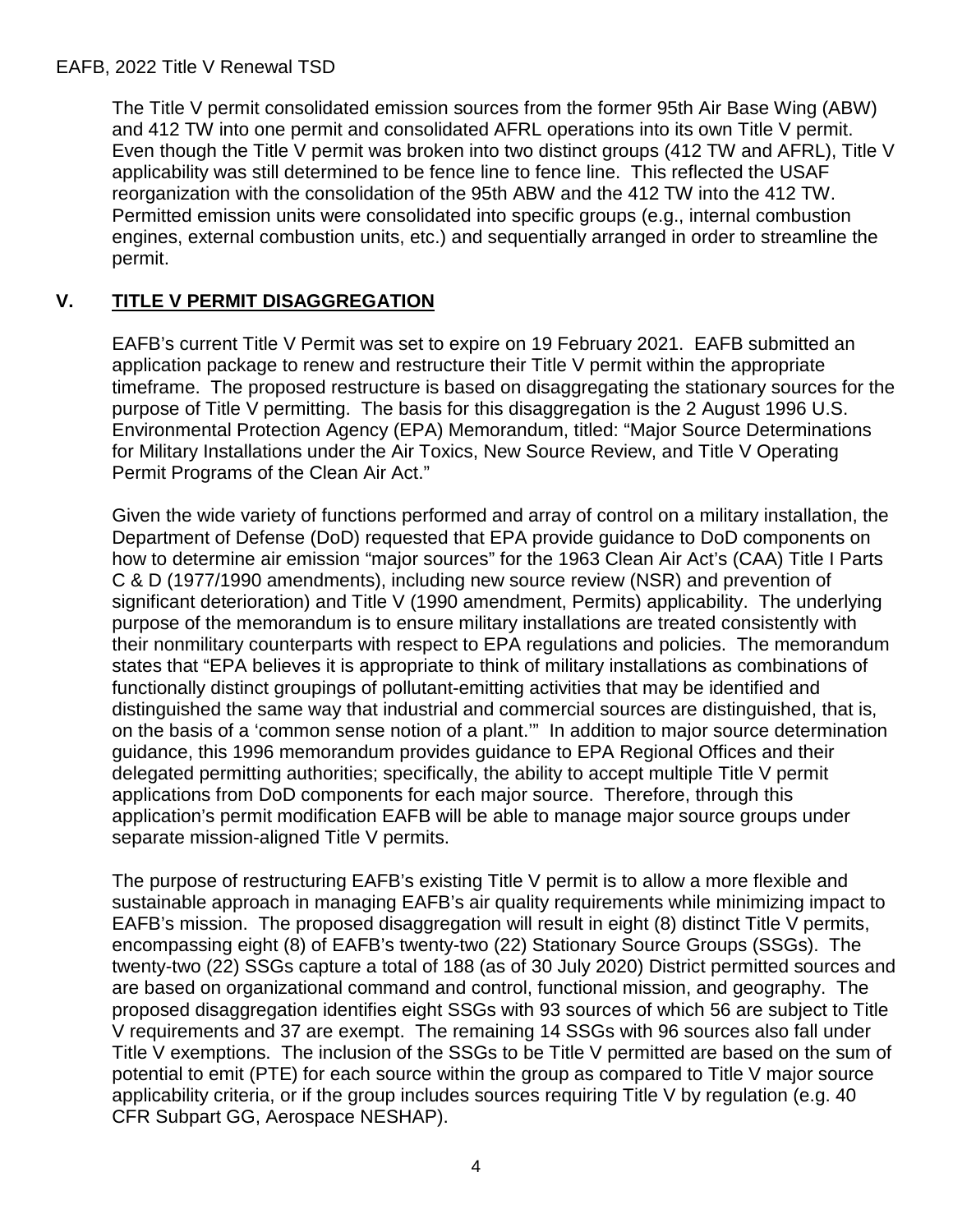The Title V permit consolidated emission sources from the former 95th Air Base Wing (ABW) and 412 TW into one permit and consolidated AFRL operations into its own Title V permit. Even though the Title V permit was broken into two distinct groups (412 TW and AFRL), Title V applicability was still determined to be fence line to fence line. This reflected the USAF reorganization with the consolidation of the 95th ABW and the 412 TW into the 412 TW. Permitted emission units were consolidated into specific groups (e.g., internal combustion engines, external combustion units, etc.) and sequentially arranged in order to streamline the permit.

## V. TITLE V PERMIT DISAGGREGATION

EAFB's current Title V Permit was set to expire on 19 February 2021. EAFB submitted an application package to renew and restructure their Title V permit within the appropriate timeframe. The proposed restructure is based on disaggregating the stationary sources for the purpose of Title V permitting. The basis for this disaggregation is the 2 August 1996 U.S. Environmental Protection Agency (EPA) Memorandum, titled: "Major Source Determinations for Military Installations under the Air Toxics, New Source Review, and Title V Operating Permit Programs of the Clean Air Act."

Given the wide variety of functions performed and array of control on a military installation, the Department of Defense (DoD) requested that EPA provide guidance to DoD components on how to determine air emission "major sources" for the 1963 Clean Air Act's (CAA) Title I Parts C & D (1977/1990 amendments), including new source review (NSR) and prevention of significant deterioration) and Title V (1990 amendment, Permits) applicability. The underlying purpose of the memorandum is to ensure military installations are treated consistently with their nonmilitary counterparts with respect to EPA regulations and policies. The memorandum states that "EPA believes it is appropriate to think of military installations as combinations of functionally distinct groupings of pollutant-emitting activities that may be identified and distinguished the same way that industrial and commercial sources are distinguished, that is, on the basis of a 'common sense notion of a plant.'" In addition to major source determination guidance, this 1996 memorandum provides guidance to EPA Regional Offices and their delegated permitting authorities; specifically, the ability to accept multiple Title V permit applications from DoD components for each major source. Therefore, through this application's permit modification EAFB will be able to manage major source groups under separate mission-aligned Title V permits.

The purpose of restructuring EAFB's existing Title V permit is to allow a more flexible and sustainable approach in managing EAFB's air quality requirements while minimizing impact to EAFB's mission. The proposed disaggregation will result in eight (8) distinct Title V permits, encompassing eight (8) of EAFB's twenty-two (22) Stationary Source Groups (SSGs). The twenty-two (22) SSGs capture a total of 188 (as of 30 July 2020) District permitted sources and are based on organizational command and control, functional mission, and geography. The proposed disaggregation identifies eight SSGs with 93 sources of which 56 are subject to Title V requirements and 37 are exempt. The remaining 14 SSGs with 96 sources also fall under Title V exemptions. The inclusion of the SSGs to be Title V permitted are based on the sum of potential to emit (PTE) for each source within the group as compared to Title V major source applicability criteria, or if the group includes sources requiring Title V by regulation (e.g. 40 CFR Subpart GG, Aerospace NESHAP).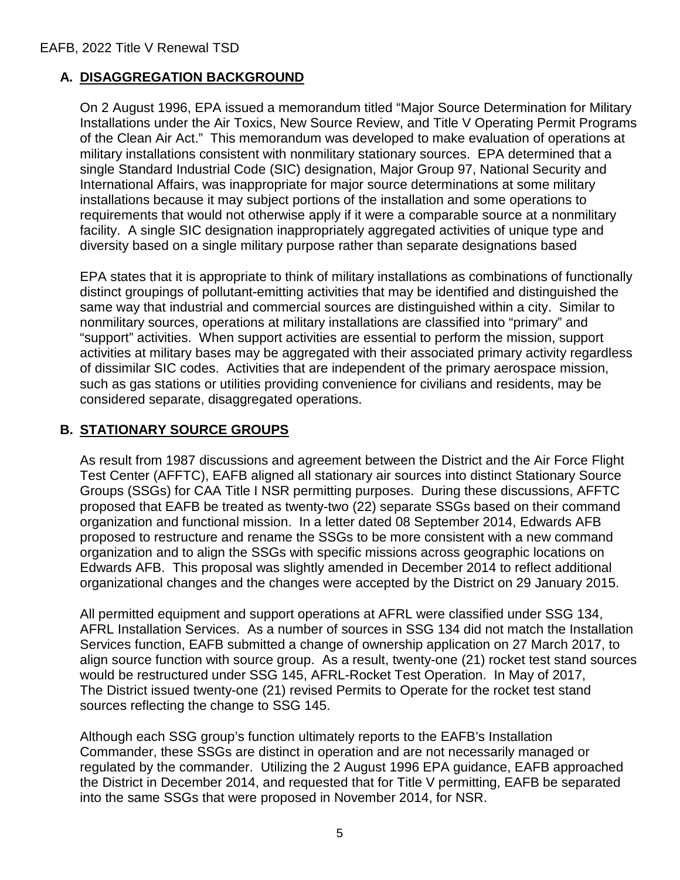## A. DISAGGREGATION BACKGROUND

On 2 August 1996, EPA issued a memorandum titled "Major Source Determination for Military Installations under the Air Toxics, New Source Review, and Title V Operating Permit Programs of the Clean Air Act." This memorandum was developed to make evaluation of operations at military installations consistent with nonmilitary stationary sources. EPA determined that a single Standard Industrial Code (SIC) designation, Major Group 97, National Security and International Affairs, was inappropriate for major source determinations at some military installations because it may subject portions of the installation and some operations to requirements that would not otherwise apply if it were a comparable source at a nonmilitary facility. A single SIC designation inappropriately aggregated activities of unique type and diversity based on a single military purpose rather than separate designations based

EPA states that it is appropriate to think of military installations as combinations of functionally distinct groupings of pollutant-emitting activities that may be identified and distinguished the same way that industrial and commercial sources are distinguished within a city. Similar to nonmilitary sources, operations at military installations are classified into "primary" and "support" activities. When support activities are essential to perform the mission, support activities at military bases may be aggregated with their associated primary activity regardless of dissimilar SIC codes. Activities that are independent of the primary aerospace mission, such as gas stations or utilities providing convenience for civilians and residents, may be considered separate, disaggregated operations.

## B. STATIONARY SOURCE GROUPS

As result from 1987 discussions and agreement between the District and the Air Force Flight Test Center (AFFTC), EAFB aligned all stationary air sources into distinct Stationary Source Groups (SSGs) for CAA Title I NSR permitting purposes. During these discussions, AFFTC proposed that EAFB be treated as twenty-two (22) separate SSGs based on their command organization and functional mission. In a letter dated 08 September 2014, Edwards AFB proposed to restructure and rename the SSGs to be more consistent with a new command organization and to align the SSGs with specific missions across geographic locations on Edwards AFB. This proposal was slightly amended in December 2014 to reflect additional organizational changes and the changes were accepted by the District on 29 January 2015.

All permitted equipment and support operations at AFRL were classified under SSG 134, AFRL Installation Services. As a number of sources in SSG 134 did not match the Installation Services function, EAFB submitted a change of ownership application on 27 March 2017, to align source function with source group. As a result, twenty-one (21) rocket test stand sources would be restructured under SSG 145, AFRL-Rocket Test Operation. In May of 2017, The District issued twenty-one (21) revised Permits to Operate for the rocket test stand sources reflecting the change to SSG 145.

Although each SSG group's function ultimately reports to the EAFB's Installation Commander, these SSGs are distinct in operation and are not necessarily managed or regulated by the commander. Utilizing the 2 August 1996 EPA guidance, EAFB approached the District in December 2014, and requested that for Title V permitting, EAFB be separated into the same SSGs that were proposed in November 2014, for NSR.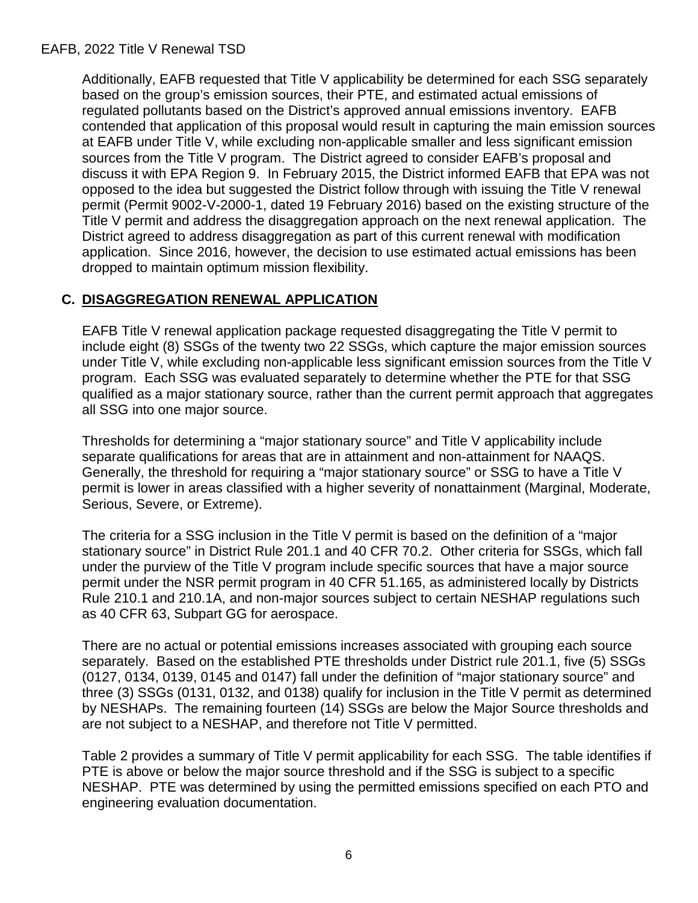Additionally, EAFB requested that Title V applicability be determined for each SSG separately based on the group's emission sources, their PTE, and estimated actual emissions of regulated pollutants based on the District's approved annual emissions inventory. EAFB contended that application of this proposal would result in capturing the main emission sources at EAFB under Title V, while excluding non-applicable smaller and less significant emission sources from the Title V program. The District agreed to consider EAFB's proposal and discuss it with EPA Region 9. In February 2015, the District informed EAFB that EPA was not opposed to the idea but suggested the District follow through with issuing the Title V renewal permit (Permit 9002-V-2000-1, dated 19 February 2016) based on the existing structure of the Title V permit and address the disaggregation approach on the next renewal application. The District agreed to address disaggregation as part of this current renewal with modification application. Since 2016, however, the decision to use estimated actual emissions has been dropped to maintain optimum mission flexibility.

## C. DISAGGREGATION RENEWAL APPLICATION

EAFB Title V renewal application package requested disaggregating the Title V permit to include eight (8) SSGs of the twenty two 22 SSGs, which capture the major emission sources under Title V, while excluding non-applicable less significant emission sources from the Title V program. Each SSG was evaluated separately to determine whether the PTE for that SSG qualified as a major stationary source, rather than the current permit approach that aggregates all SSG into one major source.

Thresholds for determining a "major stationary source" and Title V applicability include separate qualifications for areas that are in attainment and non-attainment for NAAQS. Generally, the threshold for requiring a "major stationary source" or SSG to have a Title V permit is lower in areas classified with a higher severity of nonattainment (Marginal, Moderate, Serious, Severe, or Extreme).

The criteria for a SSG inclusion in the Title V permit is based on the definition of a "major stationary source" in District Rule 201.1 and 40 CFR 70.2. Other criteria for SSGs, which fall under the purview of the Title V program include specific sources that have a major source permit under the NSR permit program in 40 CFR 51.165, as administered locally by Districts Rule 210.1 and 210.1A, and non-major sources subject to certain NESHAP regulations such as 40 CFR 63, Subpart GG for aerospace.

There are no actual or potential emissions increases associated with grouping each source separately. Based on the established PTE thresholds under District rule 201.1, five (5) SSGs (0127, 0134, 0139, 0145 and 0147) fall under the definition of "major stationary source" and three (3) SSGs (0131, 0132, and 0138) qualify for inclusion in the Title V permit as determined by NESHAPs. The remaining fourteen (14) SSGs are below the Major Source thresholds and are not subject to a NESHAP, and therefore not Title V permitted.

Table 2 provides a summary of Title V permit applicability for each SSG. The table identifies if PTE is above or below the major source threshold and if the SSG is subject to a specific NESHAP. PTE was determined by using the permitted emissions specified on each PTO and engineering evaluation documentation.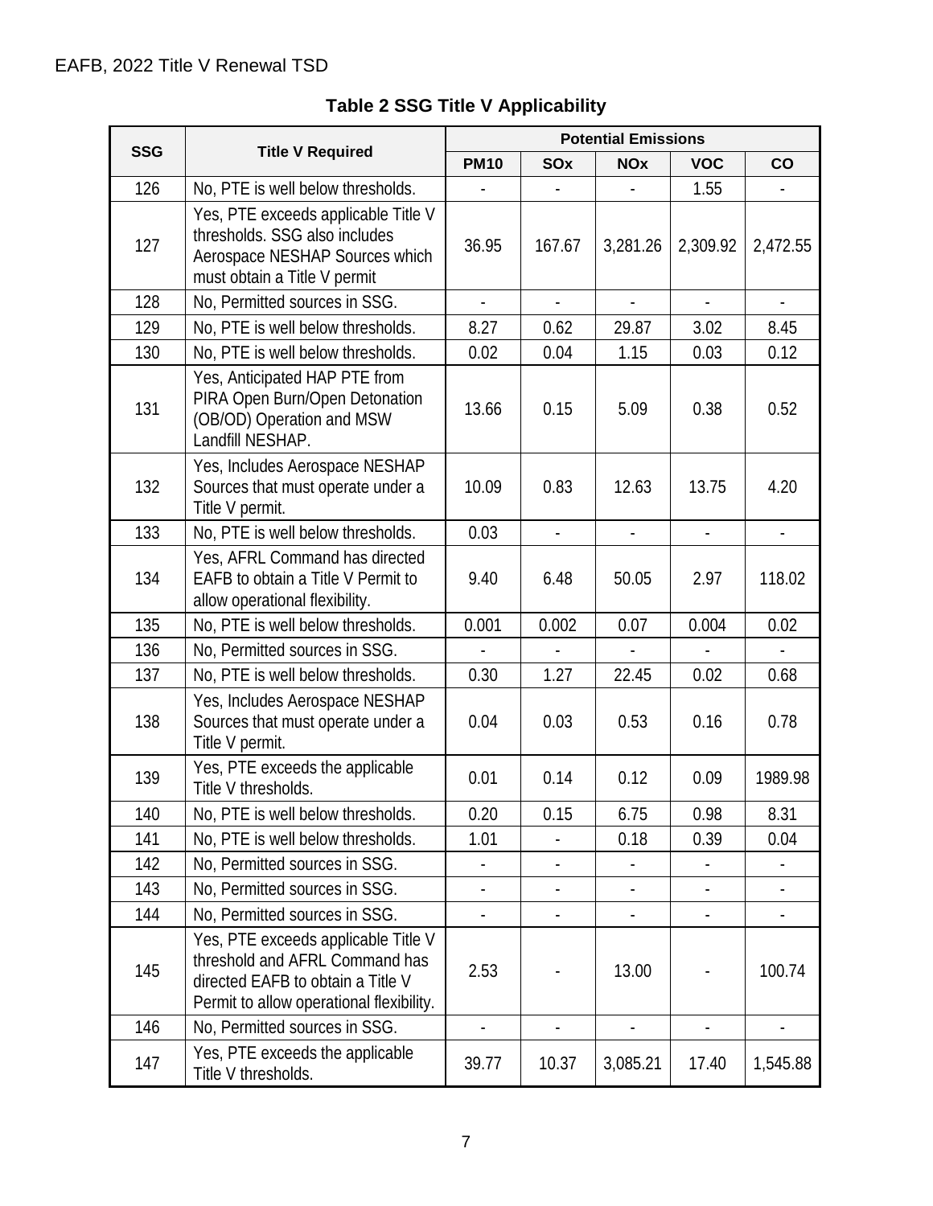**Table 2 SSG Title V Applicability**

| SSG | Title V Required | Potential Emissions | | | | |
|---|---|---|---|---|---|---|
| | | PM10 | SOx | NOx | VOC | CO |
| 126 | No, PTE is well below thresholds. | - | - | - | 1.55 | - |
| 127 | Yes, PTE exceeds applicable Title V thresholds. SSG also includes Aerospace NESHAP Sources which must obtain a Title V permit | 36.95 | 167.67 | 3,281.26 | 2,309.92 | 2,472.55 |
| 128 | No, Permitted sources in SSG. | - | - | - | - | - |
| 129 | No, PTE is well below thresholds. | 8.27 | 0.62 | 29.87 | 3.02 | 8.45 |
| 130 | No, PTE is well below thresholds. | 0.02 | 0.04 | 1.15 | 0.03 | 0.12 |
| 131 | Yes, Anticipated HAP PTE from PIRA Open Burn/Open Detonation (OB/OD) Operation and MSW Landfill NESHAP. | 13.66 | 0.15 | 5.09 | 0.38 | 0.52 |
| 132 | Yes, Includes Aerospace NESHAP Sources that must operate under a Title V permit. | 10.09 | 0.83 | 12.63 | 13.75 | 4.20 |
| 133 | No, PTE is well below thresholds. | 0.03 | - | - | - | - |
| 134 | Yes, AFRL Command has directed EAFB to obtain a Title V Permit to allow operational flexibility. | 9.40 | 6.48 | 50.05 | 2.97 | 118.02 |
| 135 | No, PTE is well below thresholds. | 0.001 | 0.002 | 0.07 | 0.004 | 0.02 |
| 136 | No, Permitted sources in SSG. | - | - | - | - | - |
| 137 | No, PTE is well below thresholds. | 0.30 | 1.27 | 22.45 | 0.02 | 0.68 |
| 138 | Yes, Includes Aerospace NESHAP Sources that must operate under a Title V permit. | 0.04 | 0.03 | 0.53 | 0.16 | 0.78 |
| 139 | Yes, PTE exceeds the applicable Title V thresholds. | 0.01 | 0.14 | 0.12 | 0.09 | 1989.98 |
| 140 | No, PTE is well below thresholds. | 0.20 | 0.15 | 6.75 | 0.98 | 8.31 |
| 141 | No, PTE is well below thresholds. | 1.01 | - | 0.18 | 0.39 | 0.04 |
| 142 | No, Permitted sources in SSG. | - | - | - | - | - |
| 143 | No, Permitted sources in SSG. | - | - | - | - | - |
| 144 | No, Permitted sources in SSG. | - | - | - | - | - |
| 145 | Yes, PTE exceeds applicable Title V threshold and AFRL Command has directed EAFB to obtain a Title V Permit to allow operational flexibility. | 2.53 | - | 13.00 | - | 100.74 |
| 146 | No, Permitted sources in SSG. | - | - | - | - | - |
| 147 | Yes, PTE exceeds the applicable Title V thresholds. | 39.77 | 10.37 | 3,085.21 | 17.40 | 1,545.88 |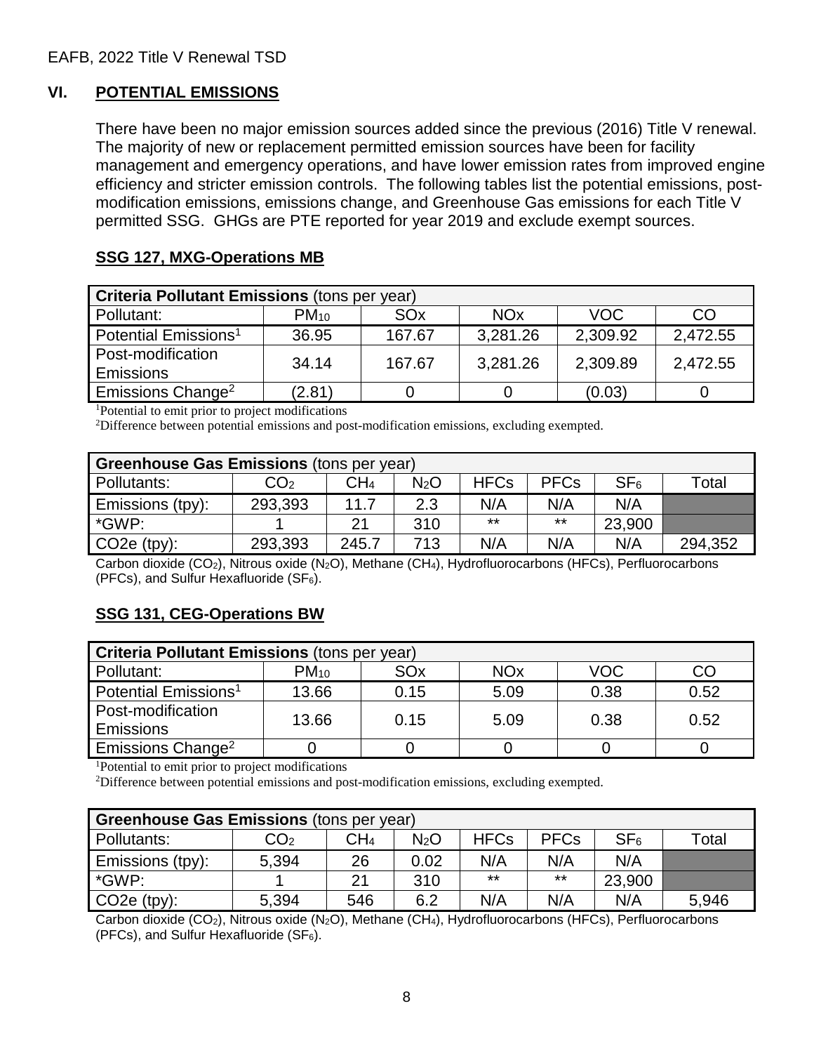## VI. POTENTIAL EMISSIONS

There have been no major emission sources added since the previous (2016) Title V renewal. The majority of new or replacement permitted emission sources have been for facility management and emergency operations, and have lower emission rates from improved engine efficiency and stricter emission controls. The following tables list the potential emissions, post-modification emissions, emissions change, and Greenhouse Gas emissions for each Title V permitted SSG. GHGs are PTE reported for year 2019 and exclude exempt sources.

### SSG 127, MXG-Operations MB

| **Criteria Pollutant Emissions** (tons per year) | | | | | |
|---|---|---|---|---|---|
| Pollutant: | $PM_{10}$ | SOx | NOx | VOC | CO |
| Potential Emissions[1] | 36.95 | 167.67 | 3,281.26 | 2,309.92 | 2,472.55 |
| Post-modification Emissions | 34.14 | 167.67 | 3,281.26 | 2,309.89 | 2,472.55 |
| Emissions Change[2] | (2.81) | 0 | 0 | (0.03) | 0 |

[1]Potential to emit prior to project modifications
[2]Difference between potential emissions and post-modification emissions, excluding exempted.

| **Greenhouse Gas Emissions** (tons per year) | | | | | | | |
|---|---|---|---|---|---|---|---|
| Pollutants: | $CO_2$ | $CH_4$ | $N_2O$ | HFCs | PFCs | $SF_6$ | Total |
| Emissions (tpy): | 293,393 | 11.7 | 2.3 | N/A | N/A | N/A | |
| *GWP: | 1 | 21 | 310 | ** | ** | 23,900 | |
| CO2e (tpy): | 293,393 | 245.7 | 713 | N/A | N/A | N/A | 294,352 |

Carbon dioxide ($CO_2$), Nitrous oxide ($N_2O$), Methane ($CH_4$), Hydrofluorocarbons (HFCs), Perfluorocarbons (PFCs), and Sulfur Hexafluoride ($SF_6$).

### SSG 131, CEG-Operations BW

| **Criteria Pollutant Emissions** (tons per year) | | | | | |
|---|---|---|---|---|---|
| Pollutant: | $PM_{10}$ | SOx | NOx | VOC | CO |
| Potential Emissions[1] | 13.66 | 0.15 | 5.09 | 0.38 | 0.52 |
| Post-modification Emissions | 13.66 | 0.15 | 5.09 | 0.38 | 0.52 |
| Emissions Change[2] | 0 | 0 | 0 | 0 | 0 |

[1]Potential to emit prior to project modifications
[2]Difference between potential emissions and post-modification emissions, excluding exempted.

| **Greenhouse Gas Emissions** (tons per year) | | | | | | | |
|---|---|---|---|---|---|---|---|
| Pollutants: | $CO_2$ | $CH_4$ | $N_2O$ | HFCs | PFCs | $SF_6$ | Total |
| Emissions (tpy): | 5,394 | 26 | 0.02 | N/A | N/A | N/A | |
| *GWP: | 1 | 21 | 310 | ** | ** | 23,900 | |
| CO2e (tpy): | 5,394 | 546 | 6.2 | N/A | N/A | N/A | 5,946 |

Carbon dioxide ($CO_2$), Nitrous oxide ($N_2O$), Methane ($CH_4$), Hydrofluorocarbons (HFCs), Perfluorocarbons (PFCs), and Sulfur Hexafluoride ($SF_6$).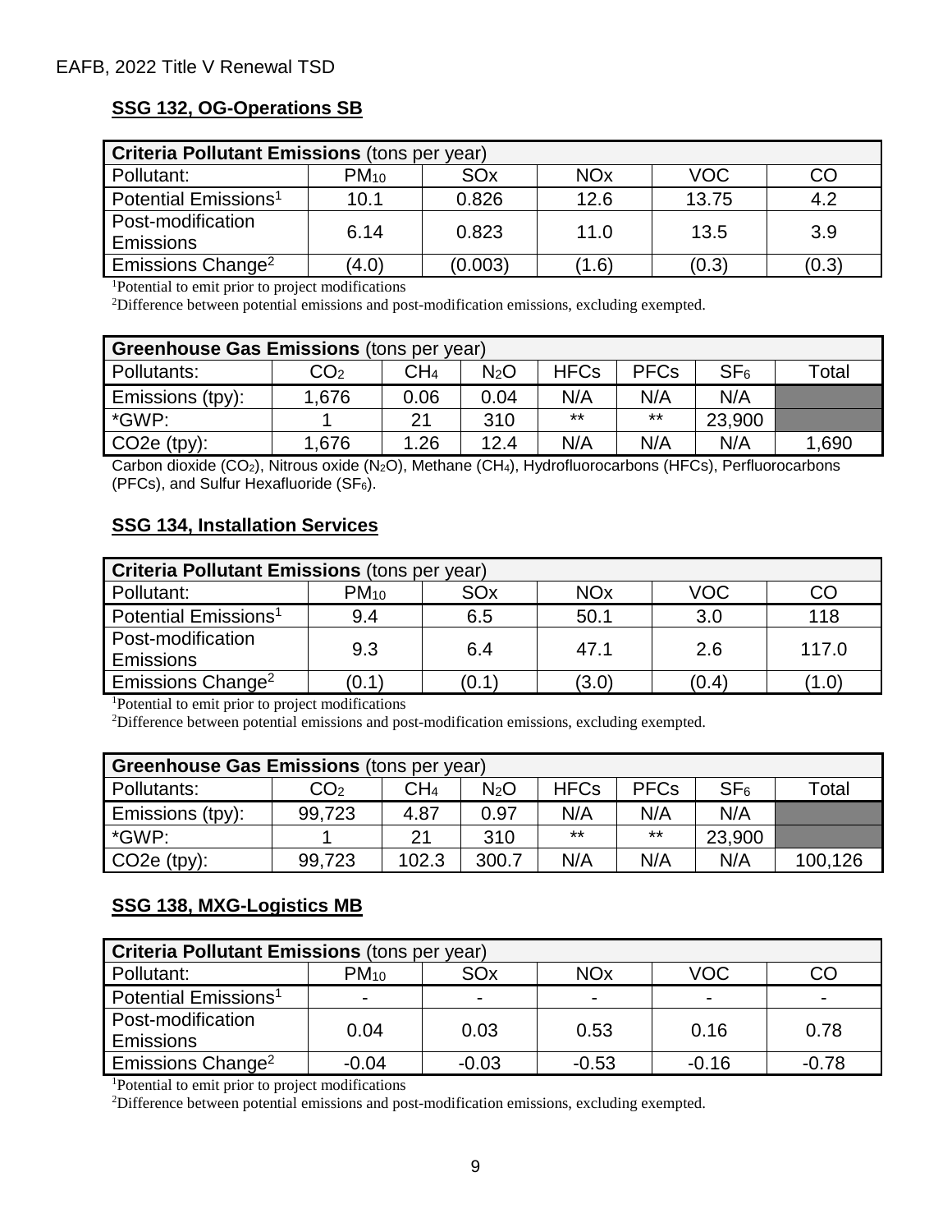### SSG 132, OG-Operations SB

| Criteria Pollutant Emissions (tons per year) | | | | | |
|---|---|---|---|---|---|
| Pollutant: | $PM_{10}$ | SOx | NOx | VOC | CO |
| Potential Emissions[1] | 10.1 | 0.826 | 12.6 | 13.75 | 4.2 |
| Post-modification Emissions | 6.14 | 0.823 | 11.0 | 13.5 | 3.9 |
| Emissions Change[2] | (4.0) | (0.003) | (1.6) | (0.3) | (0.3) |

[1]Potential to emit prior to project modifications
[2]Difference between potential emissions and post-modification emissions, excluding exempted.

| Greenhouse Gas Emissions (tons per year) | | | | | | | |
|---|---|---|---|---|---|---|---|
| Pollutants: | $CO_2$ | $CH_4$ | $N_2O$ | HFCs | PFCs | $SF_6$ | Total |
| Emissions (tpy): | 1,676 | 0.06 | 0.04 | N/A | N/A | N/A | |
| *GWP: | 1 | 21 | 310 | ** | ** | 23,900 | |
| CO2e (tpy): | 1,676 | 1.26 | 12.4 | N/A | N/A | N/A | 1,690 |

Carbon dioxide ($CO_2$), Nitrous oxide ($N_2O$), Methane ($CH_4$), Hydrofluorocarbons (HFCs), Perfluorocarbons (PFCs), and Sulfur Hexafluoride ($SF_6$).

### SSG 134, Installation Services

| Criteria Pollutant Emissions (tons per year) | | | | | |
|---|---|---|---|---|---|
| Pollutant: | $PM_{10}$ | SOx | NOx | VOC | CO |
| Potential Emissions[1] | 9.4 | 6.5 | 50.1 | 3.0 | 118 |
| Post-modification Emissions | 9.3 | 6.4 | 47.1 | 2.6 | 117.0 |
| Emissions Change[2] | (0.1) | (0.1) | (3.0) | (0.4) | (1.0) |

[1]Potential to emit prior to project modifications
[2]Difference between potential emissions and post-modification emissions, excluding exempted.

| Greenhouse Gas Emissions (tons per year) | | | | | | | |
|---|---|---|---|---|---|---|---|
| Pollutants: | $CO_2$ | $CH_4$ | $N_2O$ | HFCs | PFCs | $SF_6$ | Total |
| Emissions (tpy): | 99,723 | 4.87 | 0.97 | N/A | N/A | N/A | |
| *GWP: | 1 | 21 | 310 | ** | ** | 23,900 | |
| CO2e (tpy): | 99,723 | 102.3 | 300.7 | N/A | N/A | N/A | 100,126 |

### SSG 138, MXG-Logistics MB

| Criteria Pollutant Emissions (tons per year) | | | | | |
|---|---|---|---|---|---|
| Pollutant: | $PM_{10}$ | SOx | NOx | VOC | CO |
| Potential Emissions[1] | - | - | - | - | - |
| Post-modification Emissions | 0.04 | 0.03 | 0.53 | 0.16 | 0.78 |
| Emissions Change[2] | -0.04 | -0.03 | -0.53 | -0.16 | -0.78 |

[1]Potential to emit prior to project modifications
[2]Difference between potential emissions and post-modification emissions, excluding exempted.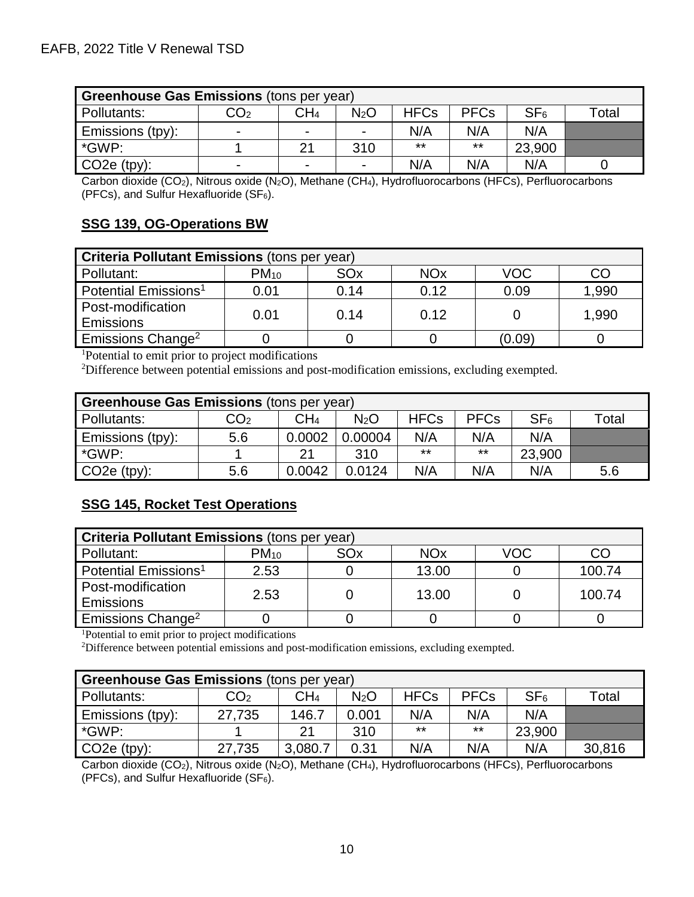| Greenhouse Gas Emissions (tons per year) | | | | | | | |
|---|---|---|---|---|---|---|---|
| Pollutants: | $CO_2$ | $CH_4$ | $N_2O$ | HFCs | PFCs | $SF_6$ | Total |
| Emissions (tpy): | - | - | - | N/A | N/A | N/A | |
| *GWP: | 1 | 21 | 310 | ** | ** | 23,900 | |
| CO2e (tpy): | - | - | - | N/A | N/A | N/A | 0 |

Carbon dioxide ($CO_2$), Nitrous oxide ($N_2O$), Methane ($CH_4$), Hydrofluorocarbons (HFCs), Perfluorocarbons (PFCs), and Sulfur Hexafluoride ($SF_6$).

## SSG 139, OG-Operations BW

| Criteria Pollutant Emissions (tons per year) | | | | | |
|---|---|---|---|---|---|
| Pollutant: | $PM_{10}$ | SOx | NOx | VOC | CO |
| Potential Emissions[1] | 0.01 | 0.14 | 0.12 | 0.09 | 1,990 |
| Post-modification Emissions | 0.01 | 0.14 | 0.12 | 0 | 1,990 |
| Emissions Change[2] | 0 | 0 | 0 | (0.09) | 0 |

[1]Potential to emit prior to project modifications
[2]Difference between potential emissions and post-modification emissions, excluding exempted.

| Greenhouse Gas Emissions (tons per year) | | | | | | | |
|---|---|---|---|---|---|---|---|
| Pollutants: | $CO_2$ | $CH_4$ | $N_2O$ | HFCs | PFCs | $SF_6$ | Total |
| Emissions (tpy): | 5.6 | 0.0002 | 0.00004 | N/A | N/A | N/A | |
| *GWP: | 1 | 21 | 310 | ** | ** | 23,900 | |
| CO2e (tpy): | 5.6 | 0.0042 | 0.0124 | N/A | N/A | N/A | 5.6 |

## SSG 145, Rocket Test Operations

| Criteria Pollutant Emissions (tons per year) | | | | | |
|---|---|---|---|---|---|
| Pollutant: | $PM_{10}$ | SOx | NOx | VOC | CO |
| Potential Emissions[1] | 2.53 | 0 | 13.00 | 0 | 100.74 |
| Post-modification Emissions | 2.53 | 0 | 13.00 | 0 | 100.74 |
| Emissions Change[2] | 0 | 0 | 0 | 0 | 0 |

[1]Potential to emit prior to project modifications
[2]Difference between potential emissions and post-modification emissions, excluding exempted.

| Greenhouse Gas Emissions (tons per year) | | | | | | | |
|---|---|---|---|---|---|---|---|
| Pollutants: | $CO_2$ | $CH_4$ | $N_2O$ | HFCs | PFCs | $SF_6$ | Total |
| Emissions (tpy): | 27,735 | 146.7 | 0.001 | N/A | N/A | N/A | |
| *GWP: | 1 | 21 | 310 | ** | ** | 23,900 | |
| CO2e (tpy): | 27,735 | 3,080.7 | 0.31 | N/A | N/A | N/A | 30,816 |

Carbon dioxide ($CO_2$), Nitrous oxide ($N_2O$), Methane ($CH_4$), Hydrofluorocarbons (HFCs), Perfluorocarbons (PFCs), and Sulfur Hexafluoride ($SF_6$).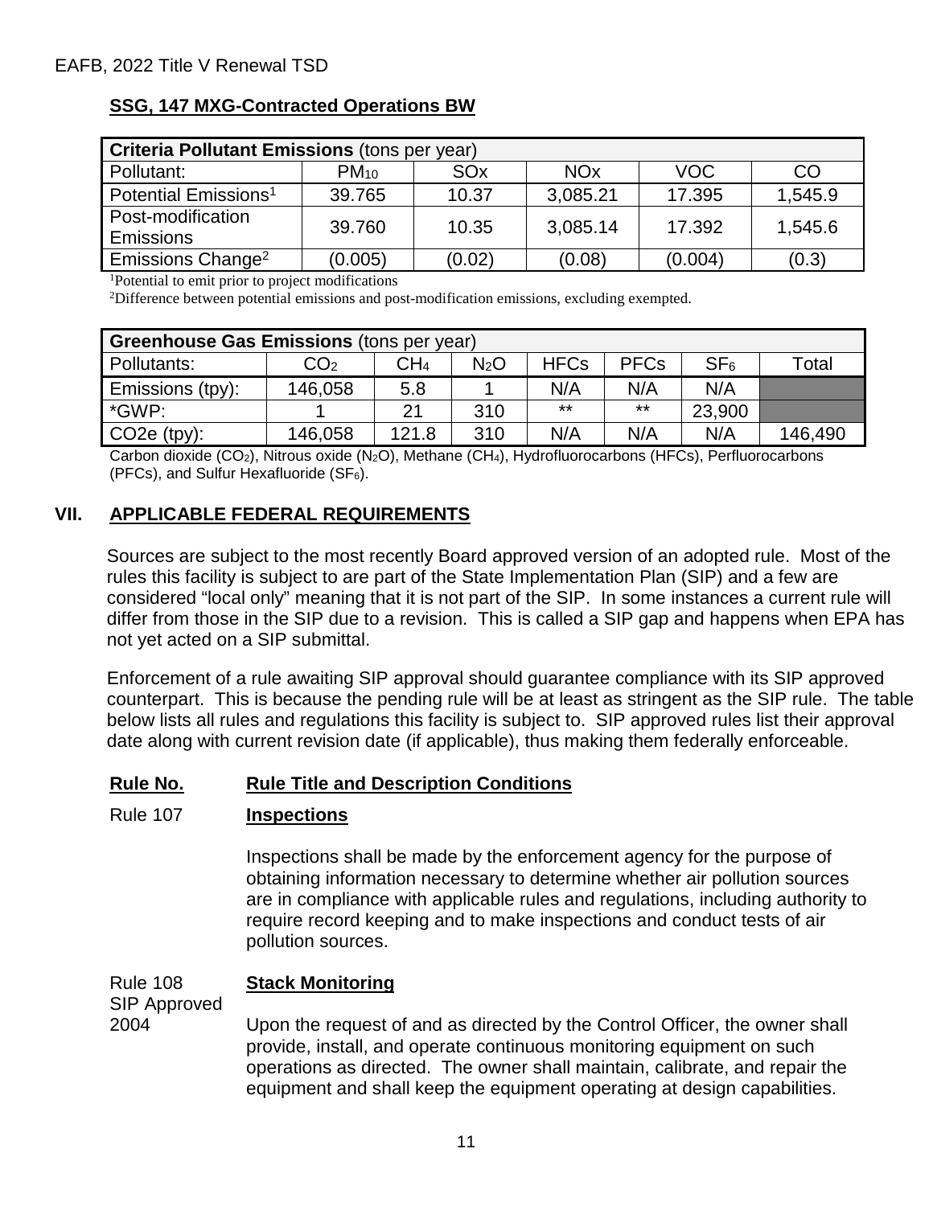**SSG, 147 MXG-Contracted Operations BW**

| Criteria Pollutant Emissions (tons per year) | | | | | |
|---|---|---|---|---|---|
| Pollutant: | $PM_{10}$ | SOx | NOx | VOC | CO |
| Potential Emissions[1] | 39.765 | 10.37 | 3,085.21 | 17.395 | 1,545.9 |
| Post-modification Emissions | 39.760 | 10.35 | 3,085.14 | 17.392 | 1,545.6 |
| Emissions Change[2] | (0.005) | (0.02) | (0.08) | (0.004) | (0.3) |

[1]Potential to emit prior to project modifications
[2]Difference between potential emissions and post-modification emissions, excluding exempted.

| Greenhouse Gas Emissions (tons per year) | | | | | | | |
|---|---|---|---|---|---|---|---|
| Pollutants: | $CO_2$ | $CH_4$ | $N_2O$ | HFCs | PFCs | $SF_6$ | Total |
| Emissions (tpy): | 146,058 | 5.8 | 1 | N/A | N/A | N/A | |
| *GWP: | 1 | 21 | 310 | ** | ** | 23,900 | |
| CO2e (tpy): | 146,058 | 121.8 | 310 | N/A | N/A | N/A | 146,490 |

Carbon dioxide ($CO_2$), Nitrous oxide ($N_2O$), Methane ($CH_4$), Hydrofluorocarbons (HFCs), Perfluorocarbons (PFCs), and Sulfur Hexafluoride ($SF_6$).

## VII. APPLICABLE FEDERAL REQUIREMENTS

Sources are subject to the most recently Board approved version of an adopted rule. Most of the rules this facility is subject to are part of the State Implementation Plan (SIP) and a few are considered "local only" meaning that it is not part of the SIP. In some instances a current rule will differ from those in the SIP due to a revision. This is called a SIP gap and happens when EPA has not yet acted on a SIP submittal.

Enforcement of a rule awaiting SIP approval should guarantee compliance with its SIP approved counterpart. This is because the pending rule will be at least as stringent as the SIP rule. The table below lists all rules and regulations this facility is subject to. SIP approved rules list their approval date along with current revision date (if applicable), thus making them federally enforceable.

**Rule No.** — **Rule Title and Description Conditions**

**Rule 107 — Inspections**

Inspections shall be made by the enforcement agency for the purpose of obtaining information necessary to determine whether air pollution sources are in compliance with applicable rules and regulations, including authority to require record keeping and to make inspections and conduct tests of air pollution sources.

**Rule 108 (SIP Approved 2004) — Stack Monitoring**

Upon the request of and as directed by the Control Officer, the owner shall provide, install, and operate continuous monitoring equipment on such operations as directed. The owner shall maintain, calibrate, and repair the equipment and shall keep the equipment operating at design capabilities.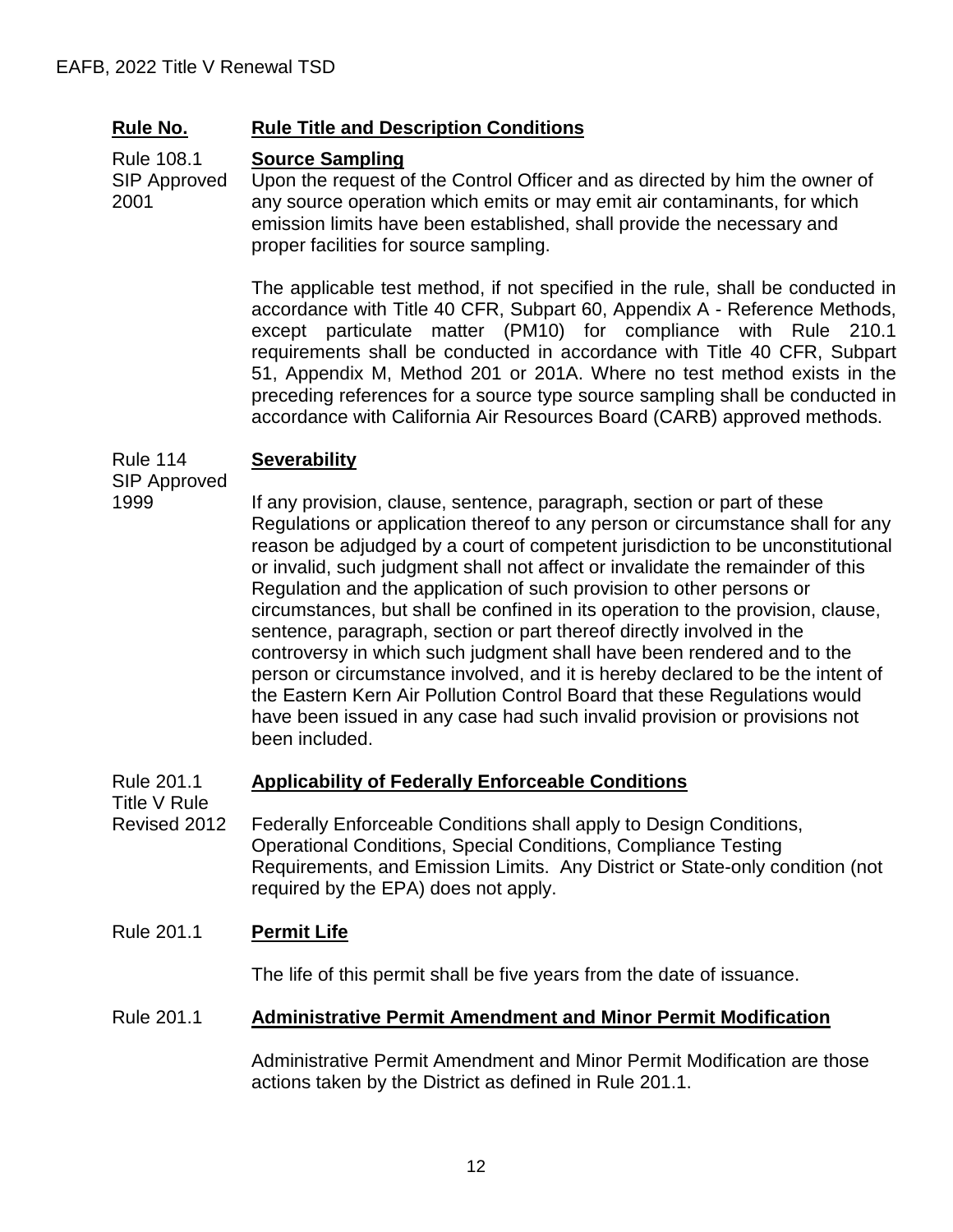| **Rule No.** | **Rule Title and Description Conditions** |
|---|---|
| Rule 108.1<br>SIP Approved 2001 | **Source Sampling**<br>Upon the request of the Control Officer and as directed by him the owner of any source operation which emits or may emit air contaminants, for which emission limits have been established, shall provide the necessary and proper facilities for source sampling.<br><br>The applicable test method, if not specified in the rule, shall be conducted in accordance with Title 40 CFR, Subpart 60, Appendix A - Reference Methods, except particulate matter (PM10) for compliance with Rule 210.1 requirements shall be conducted in accordance with Title 40 CFR, Subpart 51, Appendix M, Method 201 or 201A. Where no test method exists in the preceding references for a source type source sampling shall be conducted in accordance with California Air Resources Board (CARB) approved methods. |
| Rule 114<br>SIP Approved 1999 | **Severability**<br><br>If any provision, clause, sentence, paragraph, section or part of these Regulations or application thereof to any person or circumstance shall for any reason be adjudged by a court of competent jurisdiction to be unconstitutional or invalid, such judgment shall not affect or invalidate the remainder of this Regulation and the application of such provision to other persons or circumstances, but shall be confined in its operation to the provision, clause, sentence, paragraph, section or part thereof directly involved in the controversy in which such judgment shall have been rendered and to the person or circumstance involved, and it is hereby declared to be the intent of the Eastern Kern Air Pollution Control Board that these Regulations would have been issued in any case had such invalid provision or provisions not been included. |
| Rule 201.1<br>Title V Rule<br>Revised 2012 | **Applicability of Federally Enforceable Conditions**<br><br>Federally Enforceable Conditions shall apply to Design Conditions, Operational Conditions, Special Conditions, Compliance Testing Requirements, and Emission Limits. Any District or State-only condition (not required by the EPA) does not apply. |
| Rule 201.1 | **Permit Life**<br><br>The life of this permit shall be five years from the date of issuance. |
| Rule 201.1 | **Administrative Permit Amendment and Minor Permit Modification**<br><br>Administrative Permit Amendment and Minor Permit Modification are those actions taken by the District as defined in Rule 201.1. |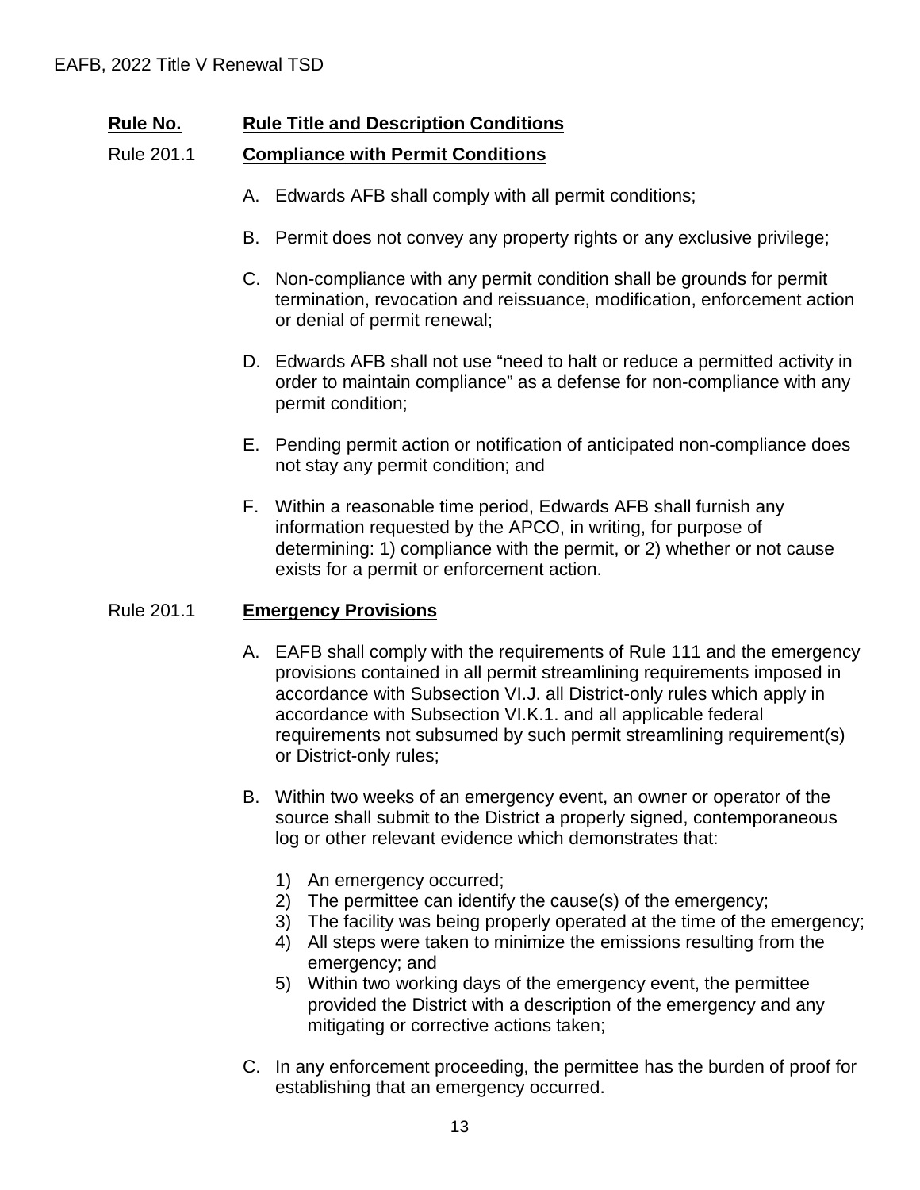**Rule No.** **Rule Title and Description Conditions**

Rule 201.1 **Compliance with Permit Conditions**

A. Edwards AFB shall comply with all permit conditions;

B. Permit does not convey any property rights or any exclusive privilege;

C. Non-compliance with any permit condition shall be grounds for permit termination, revocation and reissuance, modification, enforcement action or denial of permit renewal;

D. Edwards AFB shall not use "need to halt or reduce a permitted activity in order to maintain compliance" as a defense for non-compliance with any permit condition;

E. Pending permit action or notification of anticipated non-compliance does not stay any permit condition; and

F. Within a reasonable time period, Edwards AFB shall furnish any information requested by the APCO, in writing, for purpose of determining: 1) compliance with the permit, or 2) whether or not cause exists for a permit or enforcement action.

Rule 201.1 **Emergency Provisions**

A. EAFB shall comply with the requirements of Rule 111 and the emergency provisions contained in all permit streamlining requirements imposed in accordance with Subsection VI.J. all District-only rules which apply in accordance with Subsection VI.K.1. and all applicable federal requirements not subsumed by such permit streamlining requirement(s) or District-only rules;

B. Within two weeks of an emergency event, an owner or operator of the source shall submit to the District a properly signed, contemporaneous log or other relevant evidence which demonstrates that:

   1) An emergency occurred;
   2) The permittee can identify the cause(s) of the emergency;
   3) The facility was being properly operated at the time of the emergency;
   4) All steps were taken to minimize the emissions resulting from the emergency; and
   5) Within two working days of the emergency event, the permittee provided the District with a description of the emergency and any mitigating or corrective actions taken;

C. In any enforcement proceeding, the permittee has the burden of proof for establishing that an emergency occurred.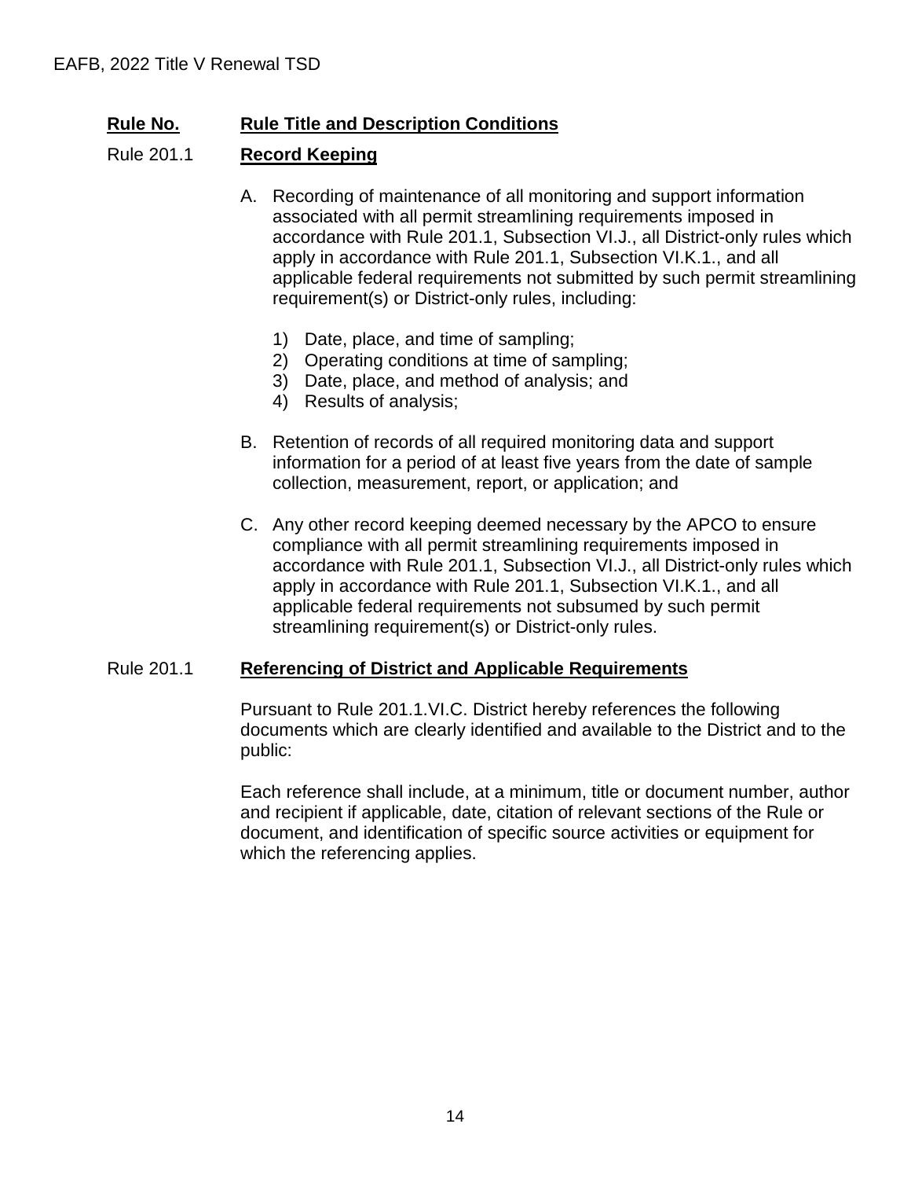| Rule No. | Rule Title and Description Conditions |
|---|---|

Rule 201.1 **Record Keeping**

A. Recording of maintenance of all monitoring and support information associated with all permit streamlining requirements imposed in accordance with Rule 201.1, Subsection VI.J., all District-only rules which apply in accordance with Rule 201.1, Subsection VI.K.1., and all applicable federal requirements not submitted by such permit streamlining requirement(s) or District-only rules, including:

1) Date, place, and time of sampling;
2) Operating conditions at time of sampling;
3) Date, place, and method of analysis; and
4) Results of analysis;

B. Retention of records of all required monitoring data and support information for a period of at least five years from the date of sample collection, measurement, report, or application; and

C. Any other record keeping deemed necessary by the APCO to ensure compliance with all permit streamlining requirements imposed in accordance with Rule 201.1, Subsection VI.J., all District-only rules which apply in accordance with Rule 201.1, Subsection VI.K.1., and all applicable federal requirements not subsumed by such permit streamlining requirement(s) or District-only rules.

Rule 201.1 **Referencing of District and Applicable Requirements**

Pursuant to Rule 201.1.VI.C. District hereby references the following documents which are clearly identified and available to the District and to the public:

Each reference shall include, at a minimum, title or document number, author and recipient if applicable, date, citation of relevant sections of the Rule or document, and identification of specific source activities or equipment for which the referencing applies.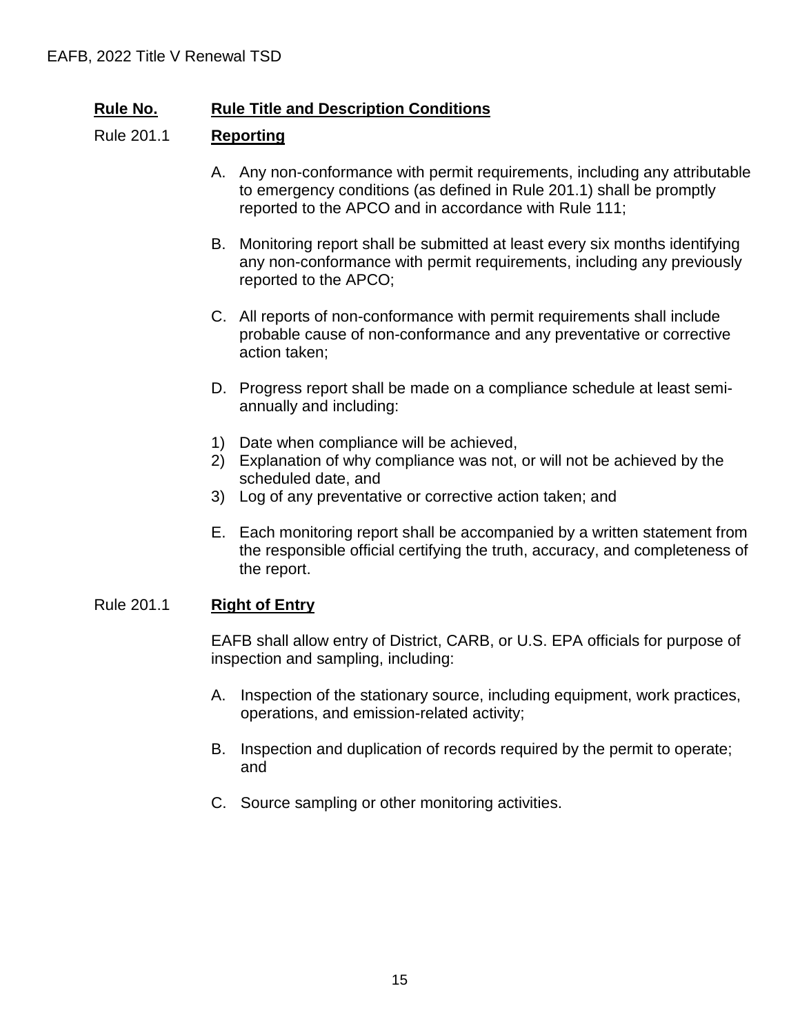| **Rule No.** | **Rule Title and Description Conditions** |
|---|---|
| Rule 201.1 | **Reporting** |

A. Any non-conformance with permit requirements, including any attributable to emergency conditions (as defined in Rule 201.1) shall be promptly reported to the APCO and in accordance with Rule 111;

B. Monitoring report shall be submitted at least every six months identifying any non-conformance with permit requirements, including any previously reported to the APCO;

C. All reports of non-conformance with permit requirements shall include probable cause of non-conformance and any preventative or corrective action taken;

D. Progress report shall be made on a compliance schedule at least semi-annually and including:

1) Date when compliance will be achieved,
2) Explanation of why compliance was not, or will not be achieved by the scheduled date, and
3) Log of any preventative or corrective action taken; and

E. Each monitoring report shall be accompanied by a written statement from the responsible official certifying the truth, accuracy, and completeness of the report.

Rule 201.1 **Right of Entry**

EAFB shall allow entry of District, CARB, or U.S. EPA officials for purpose of inspection and sampling, including:

A. Inspection of the stationary source, including equipment, work practices, operations, and emission-related activity;

B. Inspection and duplication of records required by the permit to operate; and

C. Source sampling or other monitoring activities.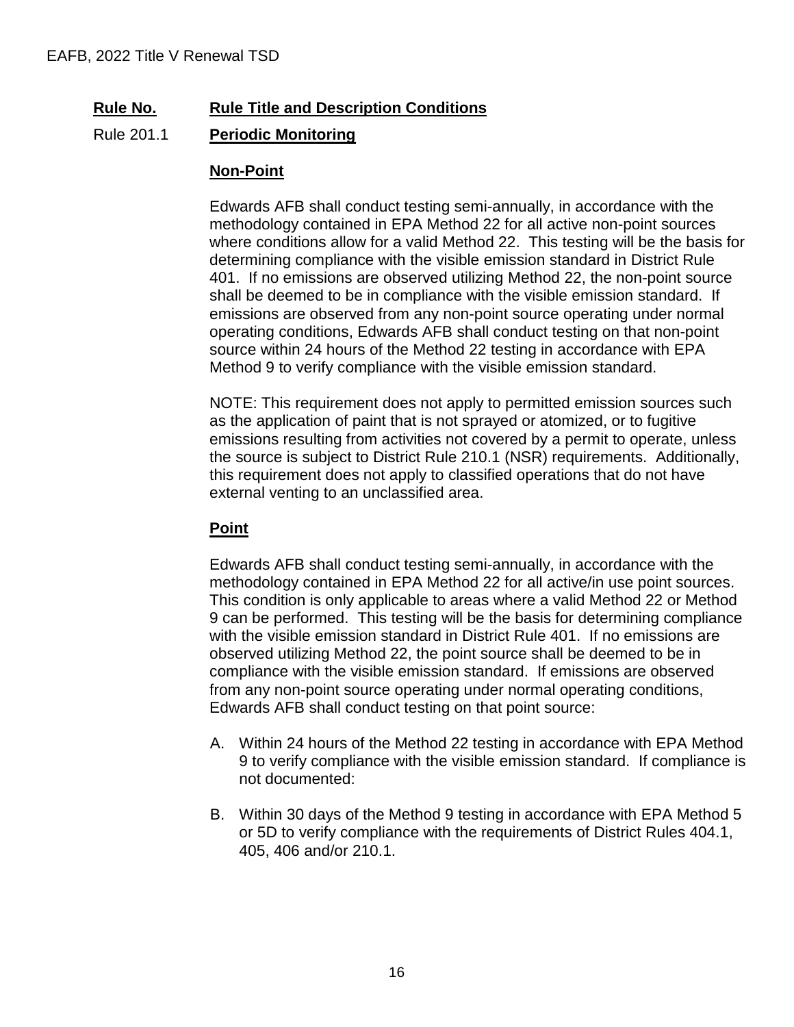**Rule No.** **Rule Title and Description Conditions**

Rule 201.1 **Periodic Monitoring**

**Non-Point**

Edwards AFB shall conduct testing semi-annually, in accordance with the methodology contained in EPA Method 22 for all active non-point sources where conditions allow for a valid Method 22. This testing will be the basis for determining compliance with the visible emission standard in District Rule 401. If no emissions are observed utilizing Method 22, the non-point source shall be deemed to be in compliance with the visible emission standard. If emissions are observed from any non-point source operating under normal operating conditions, Edwards AFB shall conduct testing on that non-point source within 24 hours of the Method 22 testing in accordance with EPA Method 9 to verify compliance with the visible emission standard.

NOTE: This requirement does not apply to permitted emission sources such as the application of paint that is not sprayed or atomized, or to fugitive emissions resulting from activities not covered by a permit to operate, unless the source is subject to District Rule 210.1 (NSR) requirements. Additionally, this requirement does not apply to classified operations that do not have external venting to an unclassified area.

**Point**

Edwards AFB shall conduct testing semi-annually, in accordance with the methodology contained in EPA Method 22 for all active/in use point sources. This condition is only applicable to areas where a valid Method 22 or Method 9 can be performed. This testing will be the basis for determining compliance with the visible emission standard in District Rule 401. If no emissions are observed utilizing Method 22, the point source shall be deemed to be in compliance with the visible emission standard. If emissions are observed from any non-point source operating under normal operating conditions, Edwards AFB shall conduct testing on that point source:

A. Within 24 hours of the Method 22 testing in accordance with EPA Method 9 to verify compliance with the visible emission standard. If compliance is not documented:

B. Within 30 days of the Method 9 testing in accordance with EPA Method 5 or 5D to verify compliance with the requirements of District Rules 404.1, 405, 406 and/or 210.1.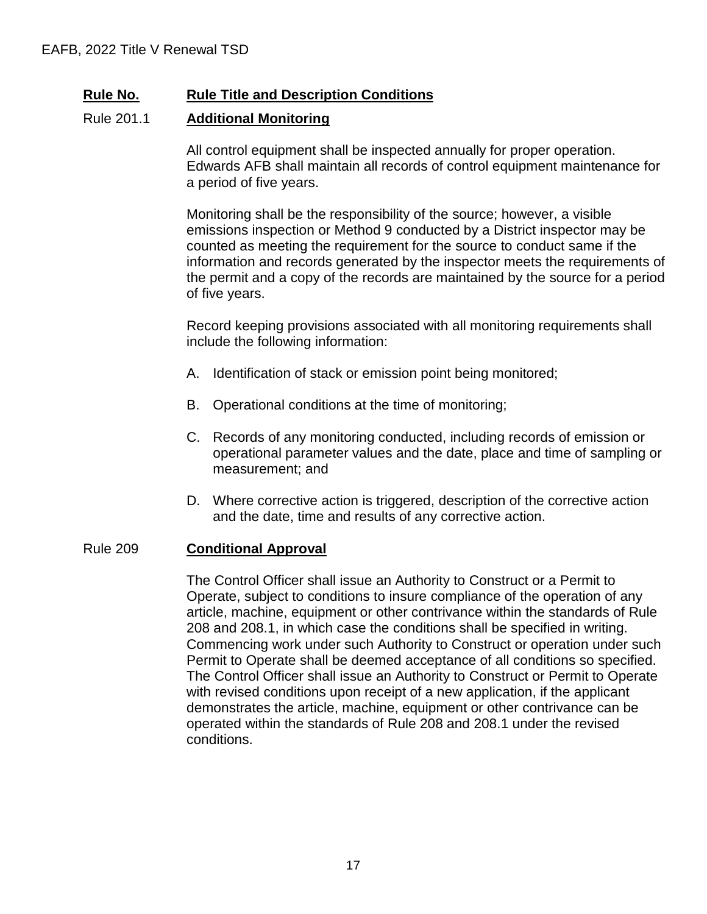| **Rule No.** | **Rule Title and Description Conditions** |
|---|---|

Rule 201.1 **Additional Monitoring**

All control equipment shall be inspected annually for proper operation. Edwards AFB shall maintain all records of control equipment maintenance for a period of five years.

Monitoring shall be the responsibility of the source; however, a visible emissions inspection or Method 9 conducted by a District inspector may be counted as meeting the requirement for the source to conduct same if the information and records generated by the inspector meets the requirements of the permit and a copy of the records are maintained by the source for a period of five years.

Record keeping provisions associated with all monitoring requirements shall include the following information:

A. Identification of stack or emission point being monitored;

B. Operational conditions at the time of monitoring;

C. Records of any monitoring conducted, including records of emission or operational parameter values and the date, place and time of sampling or measurement; and

D. Where corrective action is triggered, description of the corrective action and the date, time and results of any corrective action.

Rule 209 **Conditional Approval**

The Control Officer shall issue an Authority to Construct or a Permit to Operate, subject to conditions to insure compliance of the operation of any article, machine, equipment or other contrivance within the standards of Rule 208 and 208.1, in which case the conditions shall be specified in writing. Commencing work under such Authority to Construct or operation under such Permit to Operate shall be deemed acceptance of all conditions so specified. The Control Officer shall issue an Authority to Construct or Permit to Operate with revised conditions upon receipt of a new application, if the applicant demonstrates the article, machine, equipment or other contrivance can be operated within the standards of Rule 208 and 208.1 under the revised conditions.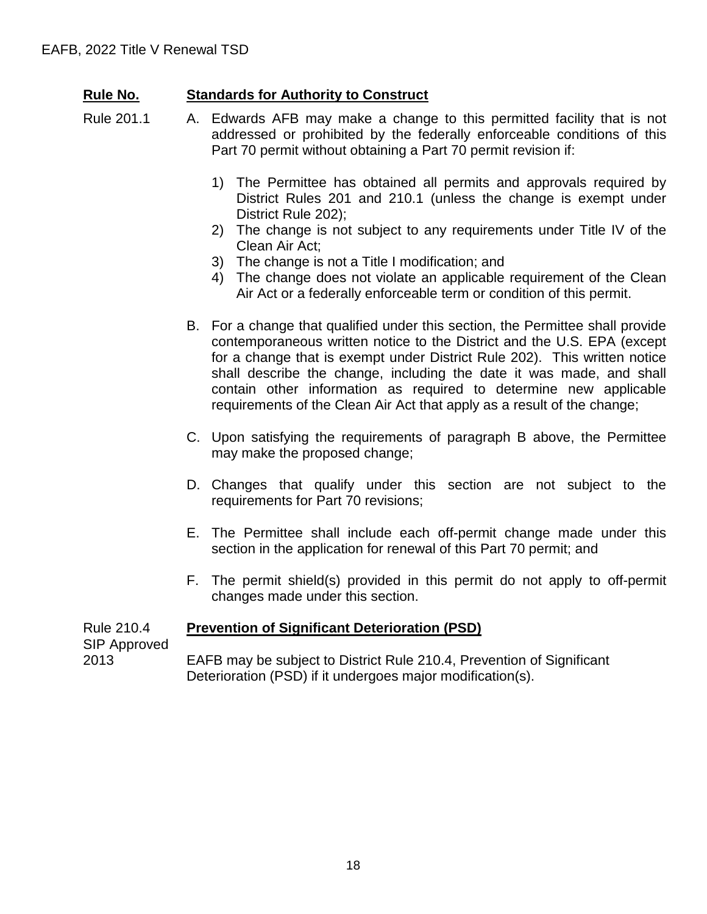**Rule No.** **Standards for Authority to Construct**

Rule 201.1

A. Edwards AFB may make a change to this permitted facility that is not addressed or prohibited by the federally enforceable conditions of this Part 70 permit without obtaining a Part 70 permit revision if:

1) The Permittee has obtained all permits and approvals required by District Rules 201 and 210.1 (unless the change is exempt under District Rule 202);
2) The change is not subject to any requirements under Title IV of the Clean Air Act;
3) The change is not a Title I modification; and
4) The change does not violate an applicable requirement of the Clean Air Act or a federally enforceable term or condition of this permit.

B. For a change that qualified under this section, the Permittee shall provide contemporaneous written notice to the District and the U.S. EPA (except for a change that is exempt under District Rule 202). This written notice shall describe the change, including the date it was made, and shall contain other information as required to determine new applicable requirements of the Clean Air Act that apply as a result of the change;

C. Upon satisfying the requirements of paragraph B above, the Permittee may make the proposed change;

D. Changes that qualify under this section are not subject to the requirements for Part 70 revisions;

E. The Permittee shall include each off-permit change made under this section in the application for renewal of this Part 70 permit; and

F. The permit shield(s) provided in this permit do not apply to off-permit changes made under this section.

Rule 210.4 SIP Approved 2013 **Prevention of Significant Deterioration (PSD)**

EAFB may be subject to District Rule 210.4, Prevention of Significant Deterioration (PSD) if it undergoes major modification(s).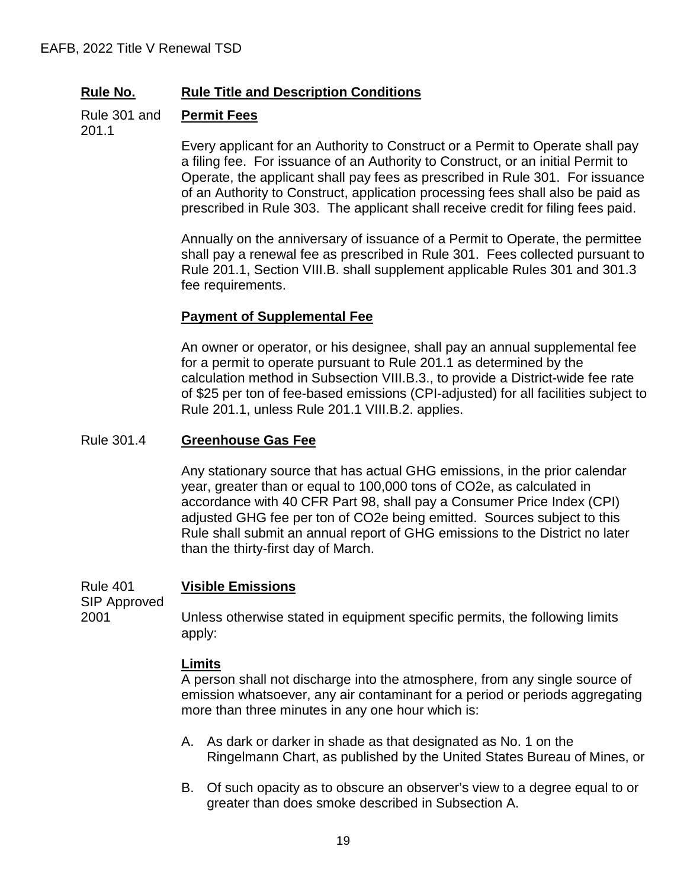| Rule No. | Rule Title and Description Conditions |
|---|---|
| Rule 301 and 201.1 | **Permit Fees** |

Every applicant for an Authority to Construct or a Permit to Operate shall pay a filing fee. For issuance of an Authority to Construct, or an initial Permit to Operate, the applicant shall pay fees as prescribed in Rule 301. For issuance of an Authority to Construct, application processing fees shall also be paid as prescribed in Rule 303. The applicant shall receive credit for filing fees paid.

Annually on the anniversary of issuance of a Permit to Operate, the permittee shall pay a renewal fee as prescribed in Rule 301. Fees collected pursuant to Rule 201.1, Section VIII.B. shall supplement applicable Rules 301 and 301.3 fee requirements.

**Payment of Supplemental Fee**

An owner or operator, or his designee, shall pay an annual supplemental fee for a permit to operate pursuant to Rule 201.1 as determined by the calculation method in Subsection VIII.B.3., to provide a District-wide fee rate of $25 per ton of fee-based emissions (CPI-adjusted) for all facilities subject to Rule 201.1, unless Rule 201.1 VIII.B.2. applies.

Rule 301.4 **Greenhouse Gas Fee**

Any stationary source that has actual GHG emissions, in the prior calendar year, greater than or equal to 100,000 tons of $CO_2e$, as calculated in accordance with 40 CFR Part 98, shall pay a Consumer Price Index (CPI) adjusted GHG fee per ton of $CO_2e$ being emitted. Sources subject to this Rule shall submit an annual report of GHG emissions to the District no later than the thirty-first day of March.

Rule 401 SIP Approved 2001 **Visible Emissions**

Unless otherwise stated in equipment specific permits, the following limits apply:

**Limits**

A person shall not discharge into the atmosphere, from any single source of emission whatsoever, any air contaminant for a period or periods aggregating more than three minutes in any one hour which is:

A. As dark or darker in shade as that designated as No. 1 on the Ringelmann Chart, as published by the United States Bureau of Mines, or

B. Of such opacity as to obscure an observer's view to a degree equal to or greater than does smoke described in Subsection A.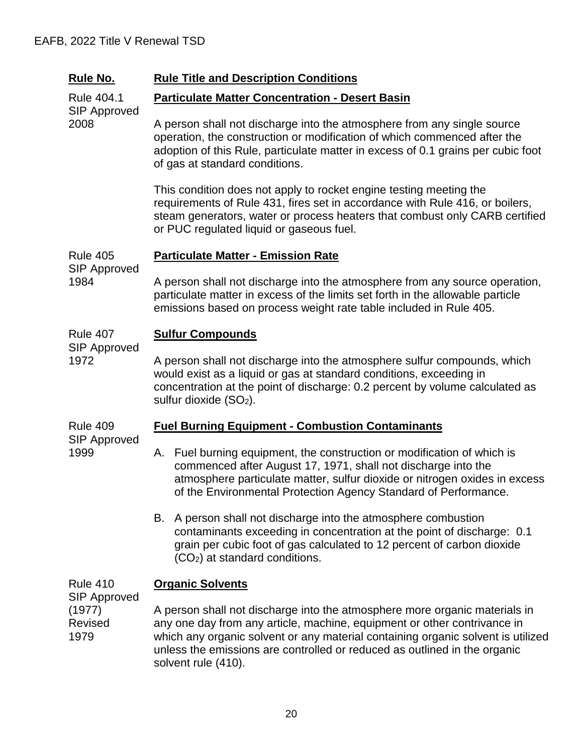| Rule No. | Rule Title and Description Conditions |
|---|---|
| Rule 404.1 SIP Approved 2008 | **Particulate Matter Concentration - Desert Basin**<br><br>A person shall not discharge into the atmosphere from any single source operation, the construction or modification of which commenced after the adoption of this Rule, particulate matter in excess of 0.1 grains per cubic foot of gas at standard conditions.<br><br>This condition does not apply to rocket engine testing meeting the requirements of Rule 431, fires set in accordance with Rule 416, or boilers, steam generators, water or process heaters that combust only CARB certified or PUC regulated liquid or gaseous fuel. |
| Rule 405 SIP Approved 1984 | **Particulate Matter - Emission Rate**<br><br>A person shall not discharge into the atmosphere from any source operation, particulate matter in excess of the limits set forth in the allowable particle emissions based on process weight rate table included in Rule 405. |
| Rule 407 SIP Approved 1972 | **Sulfur Compounds**<br><br>A person shall not discharge into the atmosphere sulfur compounds, which would exist as a liquid or gas at standard conditions, exceeding in concentration at the point of discharge: 0.2 percent by volume calculated as sulfur dioxide ($SO_2$). |
| Rule 409 SIP Approved 1999 | **Fuel Burning Equipment - Combustion Contaminants**<br><br>A. Fuel burning equipment, the construction or modification of which is commenced after August 17, 1971, shall not discharge into the atmosphere particulate matter, sulfur dioxide or nitrogen oxides in excess of the Environmental Protection Agency Standard of Performance.<br><br>B. A person shall not discharge into the atmosphere combustion contaminants exceeding in concentration at the point of discharge: 0.1 grain per cubic foot of gas calculated to 12 percent of carbon dioxide ($CO_2$) at standard conditions. |
| Rule 410 SIP Approved (1977) Revised 1979 | **Organic Solvents**<br><br>A person shall not discharge into the atmosphere more organic materials in any one day from any article, machine, equipment or other contrivance in which any organic solvent or any material containing organic solvent is utilized unless the emissions are controlled or reduced as outlined in the organic solvent rule (410). |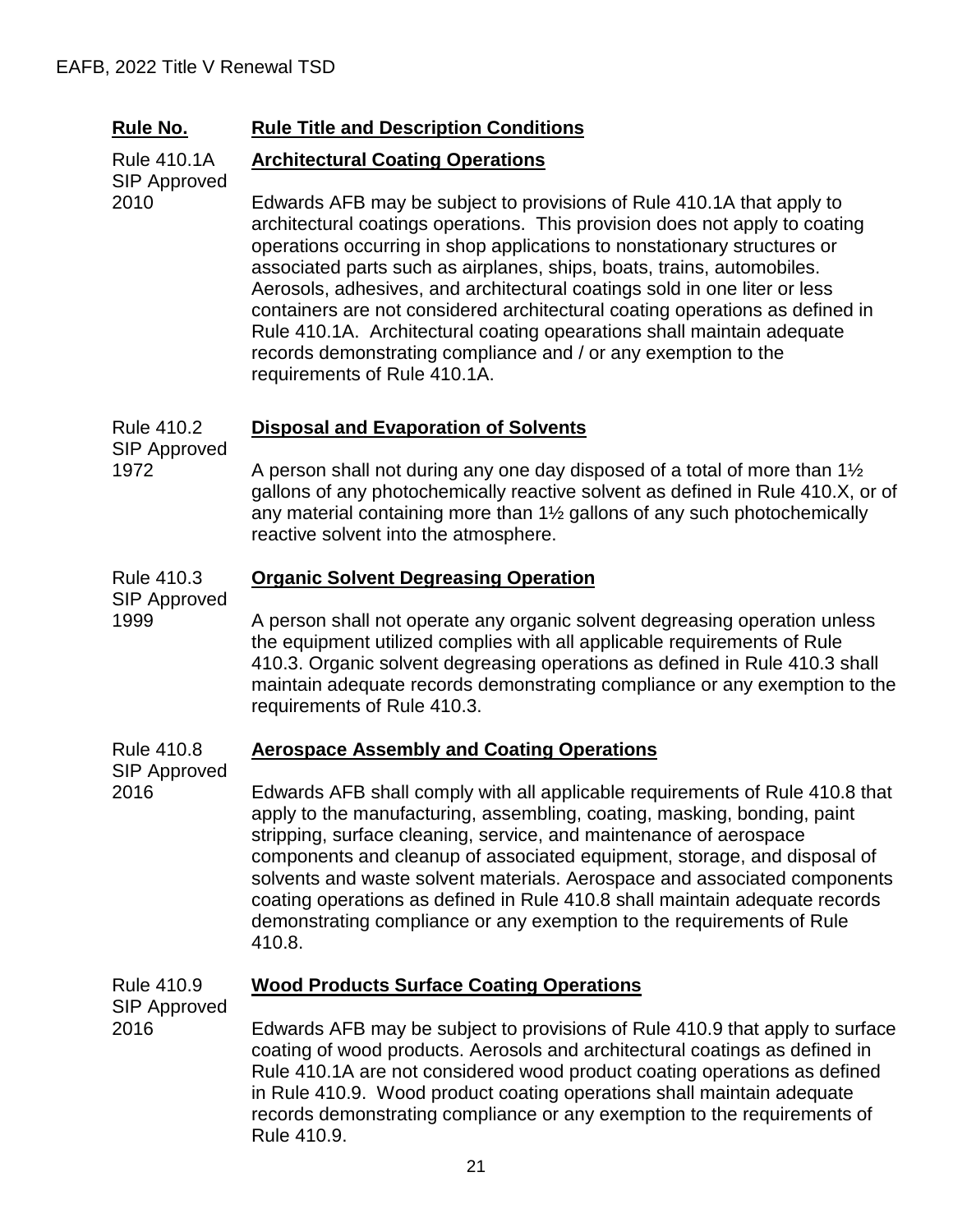| Rule No. | Rule Title and Description Conditions |
|---|---|
| Rule 410.1A SIP Approved 2010 | **Architectural Coating Operations**<br><br>Edwards AFB may be subject to provisions of Rule 410.1A that apply to architectural coatings operations. This provision does not apply to coating operations occurring in shop applications to nonstationary structures or associated parts such as airplanes, ships, boats, trains, automobiles. Aerosols, adhesives, and architectural coatings sold in one liter or less containers are not considered architectural coating operations as defined in Rule 410.1A. Architectural coating opearations shall maintain adequate records demonstrating compliance and / or any exemption to the requirements of Rule 410.1A. |
| Rule 410.2 SIP Approved 1972 | **Disposal and Evaporation of Solvents**<br><br>A person shall not during any one day disposed of a total of more than 1½ gallons of any photochemically reactive solvent as defined in Rule 410.X, or of any material containing more than 1½ gallons of any such photochemically reactive solvent into the atmosphere. |
| Rule 410.3 SIP Approved 1999 | **Organic Solvent Degreasing Operation**<br><br>A person shall not operate any organic solvent degreasing operation unless the equipment utilized complies with all applicable requirements of Rule 410.3. Organic solvent degreasing operations as defined in Rule 410.3 shall maintain adequate records demonstrating compliance or any exemption to the requirements of Rule 410.3. |
| Rule 410.8 SIP Approved 2016 | **Aerospace Assembly and Coating Operations**<br><br>Edwards AFB shall comply with all applicable requirements of Rule 410.8 that apply to the manufacturing, assembling, coating, masking, bonding, paint stripping, surface cleaning, service, and maintenance of aerospace components and cleanup of associated equipment, storage, and disposal of solvents and waste solvent materials. Aerospace and associated components coating operations as defined in Rule 410.8 shall maintain adequate records demonstrating compliance or any exemption to the requirements of Rule 410.8. |
| Rule 410.9 SIP Approved 2016 | **Wood Products Surface Coating Operations**<br><br>Edwards AFB may be subject to provisions of Rule 410.9 that apply to surface coating of wood products. Aerosols and architectural coatings as defined in Rule 410.1A are not considered wood product coating operations as defined in Rule 410.9. Wood product coating operations shall maintain adequate records demonstrating compliance or any exemption to the requirements of Rule 410.9. |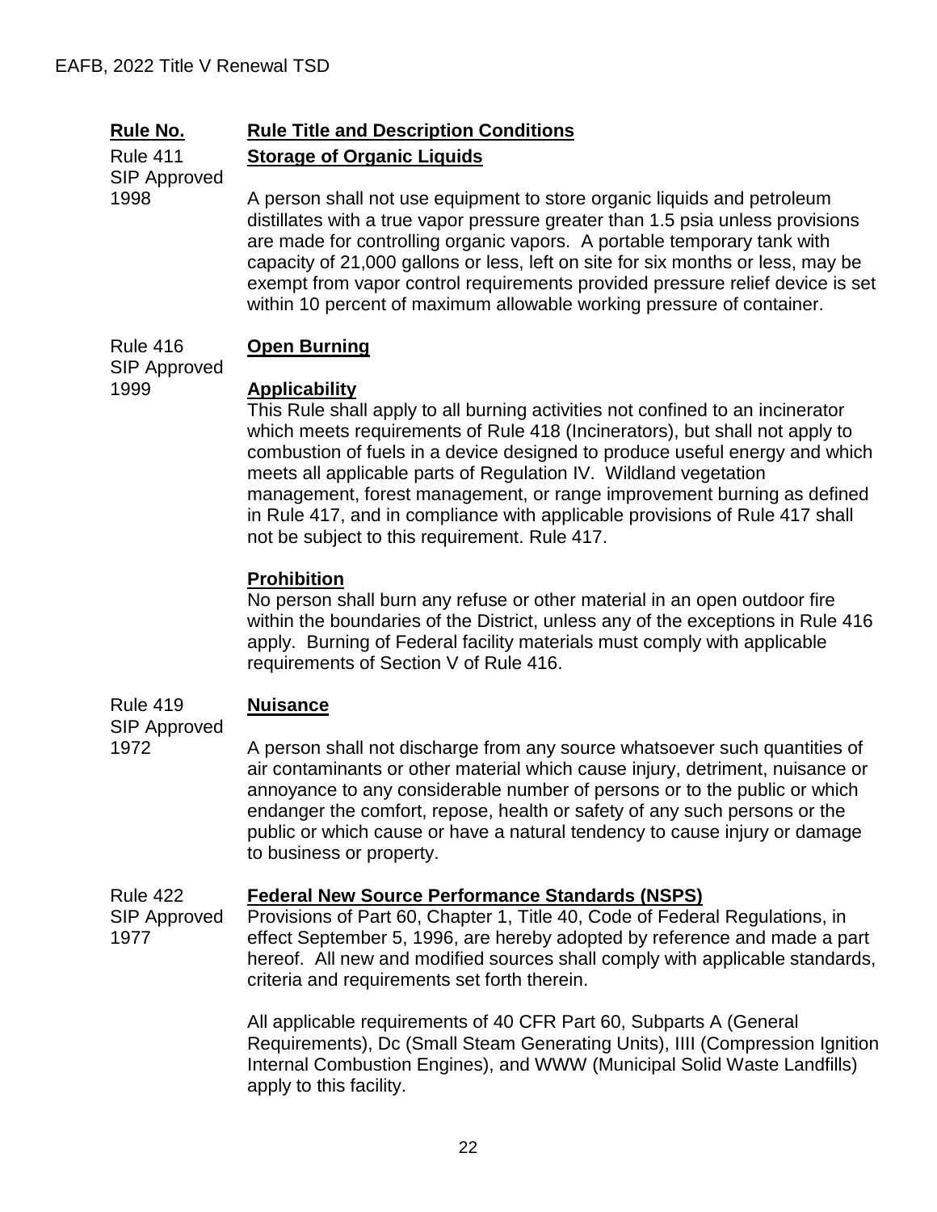| Rule No. | Rule Title and Description Conditions |
|---|---|
| Rule 411<br>SIP Approved 1998 | **Storage of Organic Liquids**<br><br>A person shall not use equipment to store organic liquids and petroleum distillates with a true vapor pressure greater than 1.5 psia unless provisions are made for controlling organic vapors. A portable temporary tank with capacity of 21,000 gallons or less, left on site for six months or less, may be exempt from vapor control requirements provided pressure relief device is set within 10 percent of maximum allowable working pressure of container. |
| Rule 416<br>SIP Approved 1999 | **Open Burning**<br><br>**Applicability**<br>This Rule shall apply to all burning activities not confined to an incinerator which meets requirements of Rule 418 (Incinerators), but shall not apply to combustion of fuels in a device designed to produce useful energy and which meets all applicable parts of Regulation IV. Wildland vegetation management, forest management, or range improvement burning as defined in Rule 417, and in compliance with applicable provisions of Rule 417 shall not be subject to this requirement. Rule 417.<br><br>**Prohibition**<br>No person shall burn any refuse or other material in an open outdoor fire within the boundaries of the District, unless any of the exceptions in Rule 416 apply. Burning of Federal facility materials must comply with applicable requirements of Section V of Rule 416. |
| Rule 419<br>SIP Approved 1972 | **Nuisance**<br><br>A person shall not discharge from any source whatsoever such quantities of air contaminants or other material which cause injury, detriment, nuisance or annoyance to any considerable number of persons or to the public or which endanger the comfort, repose, health or safety of any such persons or the public or which cause or have a natural tendency to cause injury or damage to business or property. |
| Rule 422<br>SIP Approved 1977 | **Federal New Source Performance Standards (NSPS)**<br>Provisions of Part 60, Chapter 1, Title 40, Code of Federal Regulations, in effect September 5, 1996, are hereby adopted by reference and made a part hereof. All new and modified sources shall comply with applicable standards, criteria and requirements set forth therein.<br><br>All applicable requirements of 40 CFR Part 60, Subparts A (General Requirements), Dc (Small Steam Generating Units), IIII (Compression Ignition Internal Combustion Engines), and WWW (Municipal Solid Waste Landfills) apply to this facility. |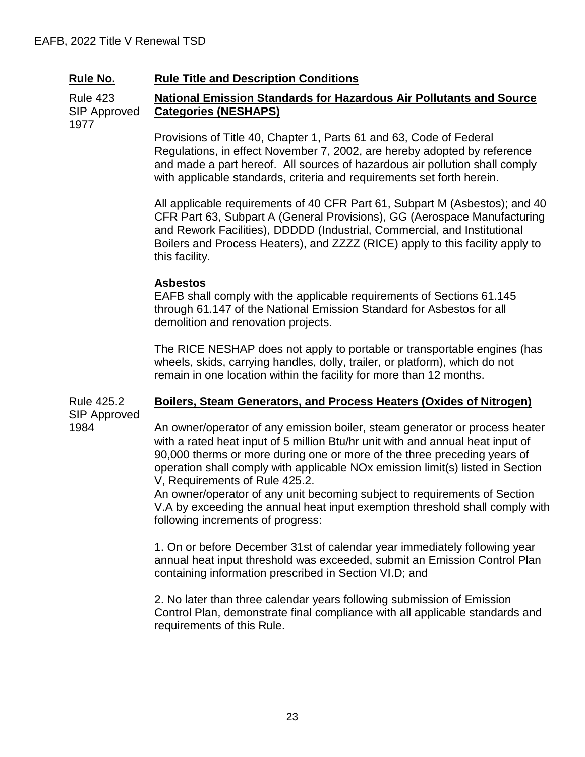| Rule No. | Rule Title and Description Conditions |
|---|---|
| Rule 423 SIP Approved 1977 | **National Emission Standards for Hazardous Air Pollutants and Source Categories (NESHAPS)** |

Provisions of Title 40, Chapter 1, Parts 61 and 63, Code of Federal Regulations, in effect November 7, 2002, are hereby adopted by reference and made a part hereof. All sources of hazardous air pollution shall comply with applicable standards, criteria and requirements set forth herein.

All applicable requirements of 40 CFR Part 61, Subpart M (Asbestos); and 40 CFR Part 63, Subpart A (General Provisions), GG (Aerospace Manufacturing and Rework Facilities), DDDDD (Industrial, Commercial, and Institutional Boilers and Process Heaters), and ZZZZ (RICE) apply to this facility apply to this facility.

**Asbestos**
EAFB shall comply with the applicable requirements of Sections 61.145 through 61.147 of the National Emission Standard for Asbestos for all demolition and renovation projects.

The RICE NESHAP does not apply to portable or transportable engines (has wheels, skids, carrying handles, dolly, trailer, or platform), which do not remain in one location within the facility for more than 12 months.

Rule 425.2 SIP Approved 1984 — **Boilers, Steam Generators, and Process Heaters (Oxides of Nitrogen)**

An owner/operator of any emission boiler, steam generator or process heater with a rated heat input of 5 million Btu/hr unit with and annual heat input of 90,000 therms or more during one or more of the three preceding years of operation shall comply with applicable NOx emission limit(s) listed in Section V, Requirements of Rule 425.2.
An owner/operator of any unit becoming subject to requirements of Section V.A by exceeding the annual heat input exemption threshold shall comply with following increments of progress:

1. On or before December 31st of calendar year immediately following year annual heat input threshold was exceeded, submit an Emission Control Plan containing information prescribed in Section VI.D; and

2. No later than three calendar years following submission of Emission Control Plan, demonstrate final compliance with all applicable standards and requirements of this Rule.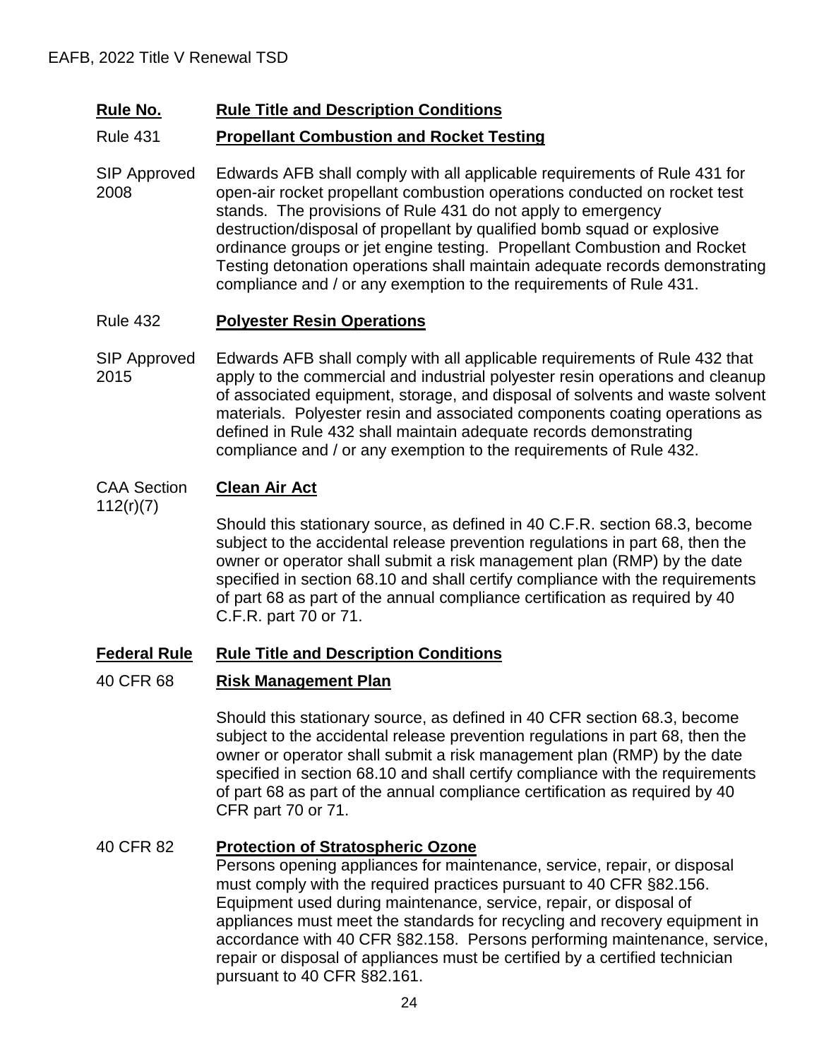| **Rule No.** | **Rule Title and Description Conditions** |
|---|---|
| Rule 431 | **Propellant Combustion and Rocket Testing** |
| SIP Approved 2008 | Edwards AFB shall comply with all applicable requirements of Rule 431 for open-air rocket propellant combustion operations conducted on rocket test stands. The provisions of Rule 431 do not apply to emergency destruction/disposal of propellant by qualified bomb squad or explosive ordinance groups or jet engine testing. Propellant Combustion and Rocket Testing detonation operations shall maintain adequate records demonstrating compliance and / or any exemption to the requirements of Rule 431. |
| Rule 432 | **Polyester Resin Operations** |
| SIP Approved 2015 | Edwards AFB shall comply with all applicable requirements of Rule 432 that apply to the commercial and industrial polyester resin operations and cleanup of associated equipment, storage, and disposal of solvents and waste solvent materials. Polyester resin and associated components coating operations as defined in Rule 432 shall maintain adequate records demonstrating compliance and / or any exemption to the requirements of Rule 432. |
| CAA Section 112(r)(7) | **Clean Air Act** |
| | Should this stationary source, as defined in 40 C.F.R. section 68.3, become subject to the accidental release prevention regulations in part 68, then the owner or operator shall submit a risk management plan (RMP) by the date specified in section 68.10 and shall certify compliance with the requirements of part 68 as part of the annual compliance certification as required by 40 C.F.R. part 70 or 71. |

| **Federal Rule** | **Rule Title and Description Conditions** |
|---|---|
| 40 CFR 68 | **Risk Management Plan** |
| | Should this stationary source, as defined in 40 CFR section 68.3, become subject to the accidental release prevention regulations in part 68, then the owner or operator shall submit a risk management plan (RMP) by the date specified in section 68.10 and shall certify compliance with the requirements of part 68 as part of the annual compliance certification as required by 40 CFR part 70 or 71. |
| 40 CFR 82 | **Protection of Stratospheric Ozone**<br>Persons opening appliances for maintenance, service, repair, or disposal must comply with the required practices pursuant to 40 CFR §82.156. Equipment used during maintenance, service, repair, or disposal of appliances must meet the standards for recycling and recovery equipment in accordance with 40 CFR §82.158. Persons performing maintenance, service, repair or disposal of appliances must be certified by a certified technician pursuant to 40 CFR §82.161. |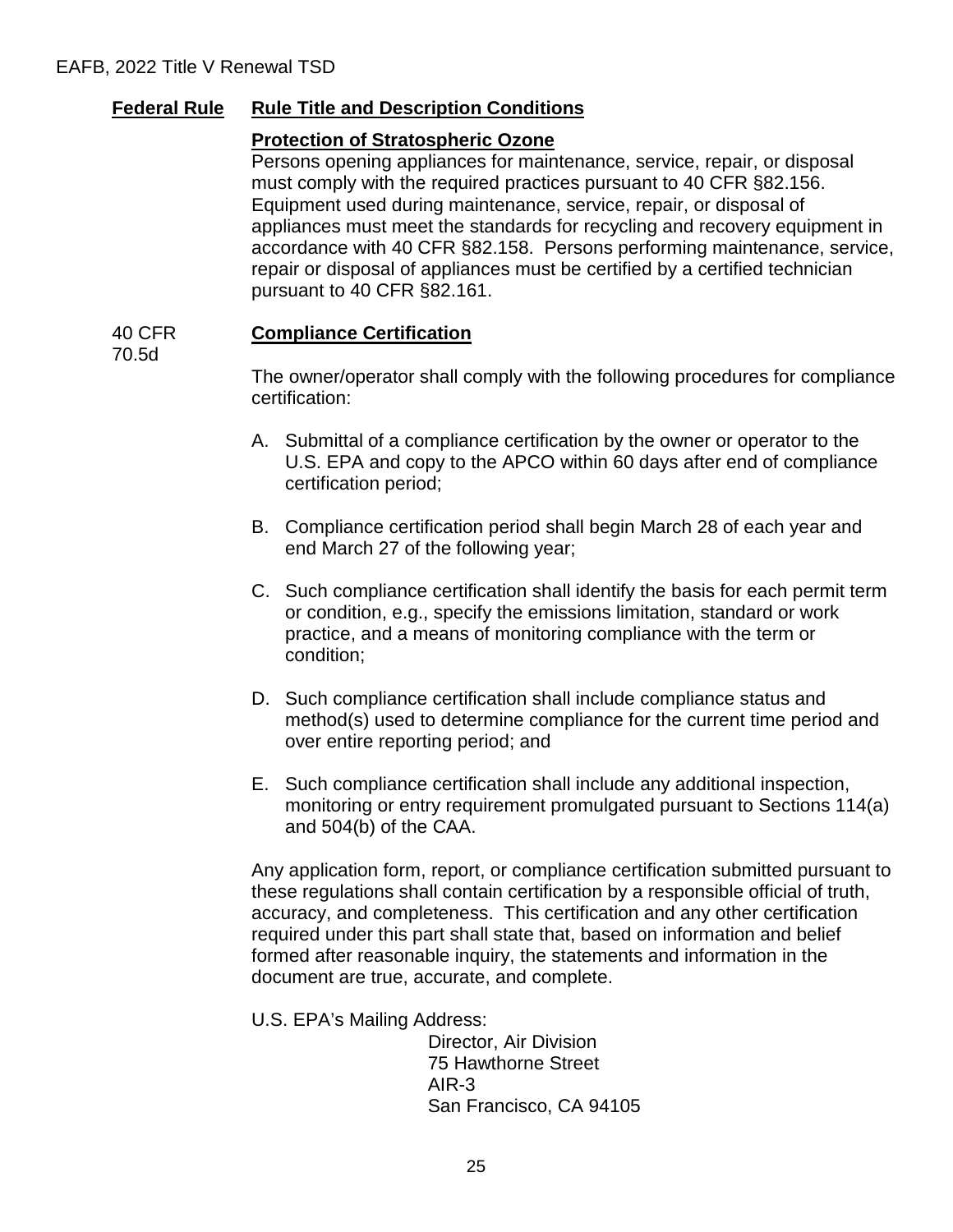| Federal Rule | Rule Title and Description Conditions |
|---|---|
| | **Protection of Stratospheric Ozone**<br>Persons opening appliances for maintenance, service, repair, or disposal must comply with the required practices pursuant to 40 CFR §82.156. Equipment used during maintenance, service, repair, or disposal of appliances must meet the standards for recycling and recovery equipment in accordance with 40 CFR §82.158. Persons performing maintenance, service, repair or disposal of appliances must be certified by a certified technician pursuant to 40 CFR §82.161. |
| 40 CFR 70.5d | **Compliance Certification** |

The owner/operator shall comply with the following procedures for compliance certification:

A. Submittal of a compliance certification by the owner or operator to the U.S. EPA and copy to the APCO within 60 days after end of compliance certification period;

B. Compliance certification period shall begin March 28 of each year and end March 27 of the following year;

C. Such compliance certification shall identify the basis for each permit term or condition, e.g., specify the emissions limitation, standard or work practice, and a means of monitoring compliance with the term or condition;

D. Such compliance certification shall include compliance status and method(s) used to determine compliance for the current time period and over entire reporting period; and

E. Such compliance certification shall include any additional inspection, monitoring or entry requirement promulgated pursuant to Sections 114(a) and 504(b) of the CAA.

Any application form, report, or compliance certification submitted pursuant to these regulations shall contain certification by a responsible official of truth, accuracy, and completeness. This certification and any other certification required under this part shall state that, based on information and belief formed after reasonable inquiry, the statements and information in the document are true, accurate, and complete.

U.S. EPA's Mailing Address:

Director, Air Division
75 Hawthorne Street
AIR-3
San Francisco, CA 94105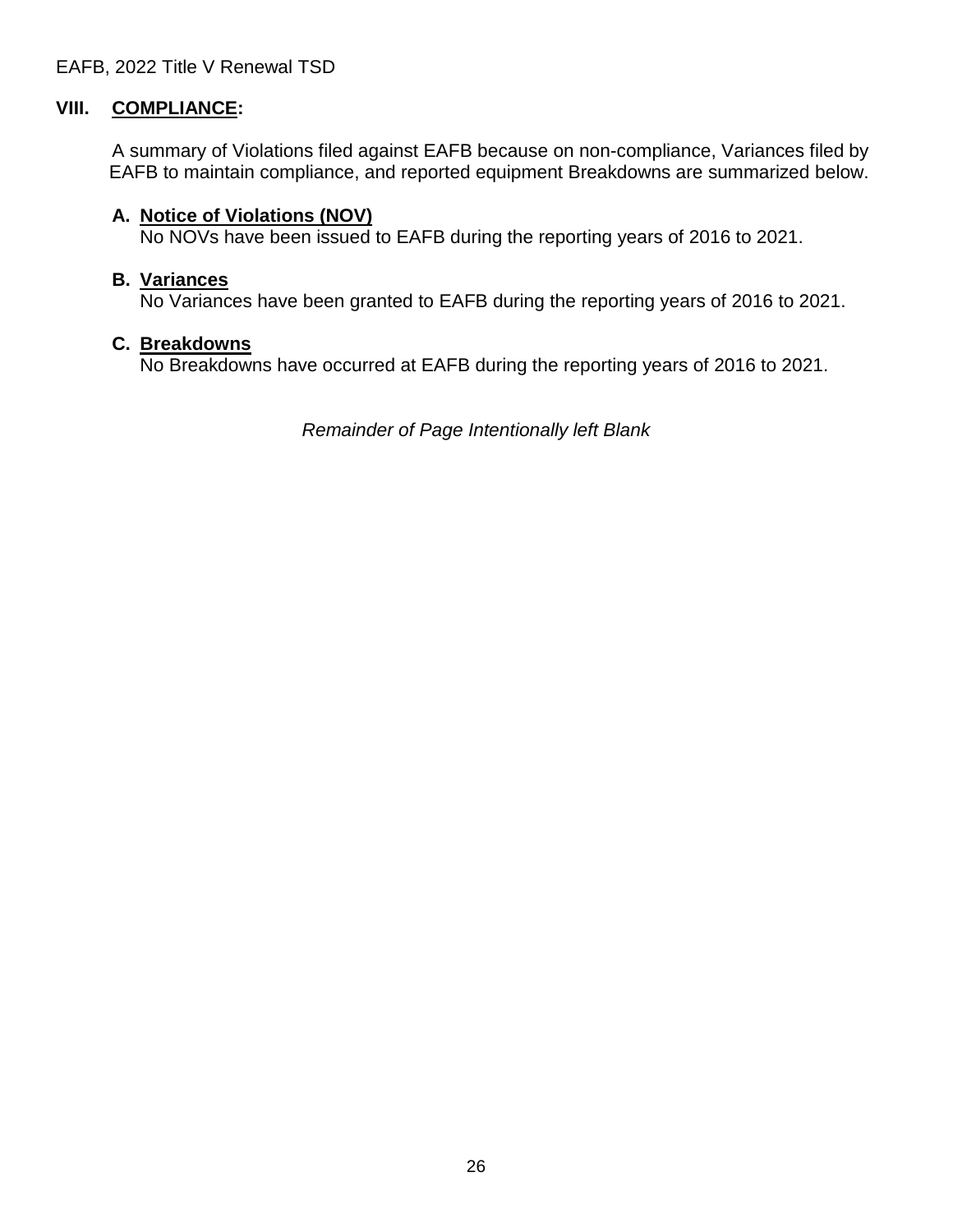## VIII. COMPLIANCE:

A summary of Violations filed against EAFB because on non-compliance, Variances filed by EAFB to maintain compliance, and reported equipment Breakdowns are summarized below.

### A. Notice of Violations (NOV)

No NOVs have been issued to EAFB during the reporting years of 2016 to 2021.

### B. Variances

No Variances have been granted to EAFB during the reporting years of 2016 to 2021.

### C. Breakdowns

No Breakdowns have occurred at EAFB during the reporting years of 2016 to 2021.

*Remainder of Page Intentionally left Blank*